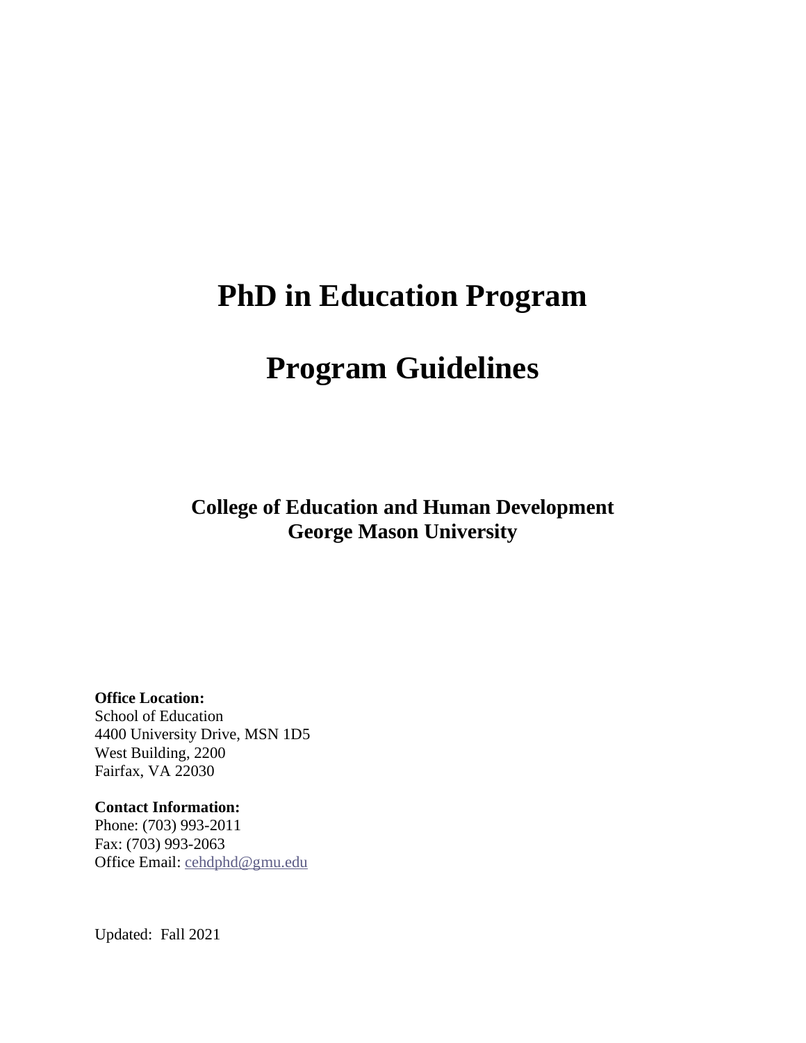# PhD in Education Program

# Program Guidelines

**College of Education and Human Development**
**George Mason University**

**Office Location:**
School of Education
4400 University Drive, MSN 1D5
West Building, 2200
Fairfax, VA 22030

**Contact Information:**
Phone: (703) 993-2011
Fax: (703) 993-2063
Office Email: cehdphd@gmu.edu

Updated: Fall 2021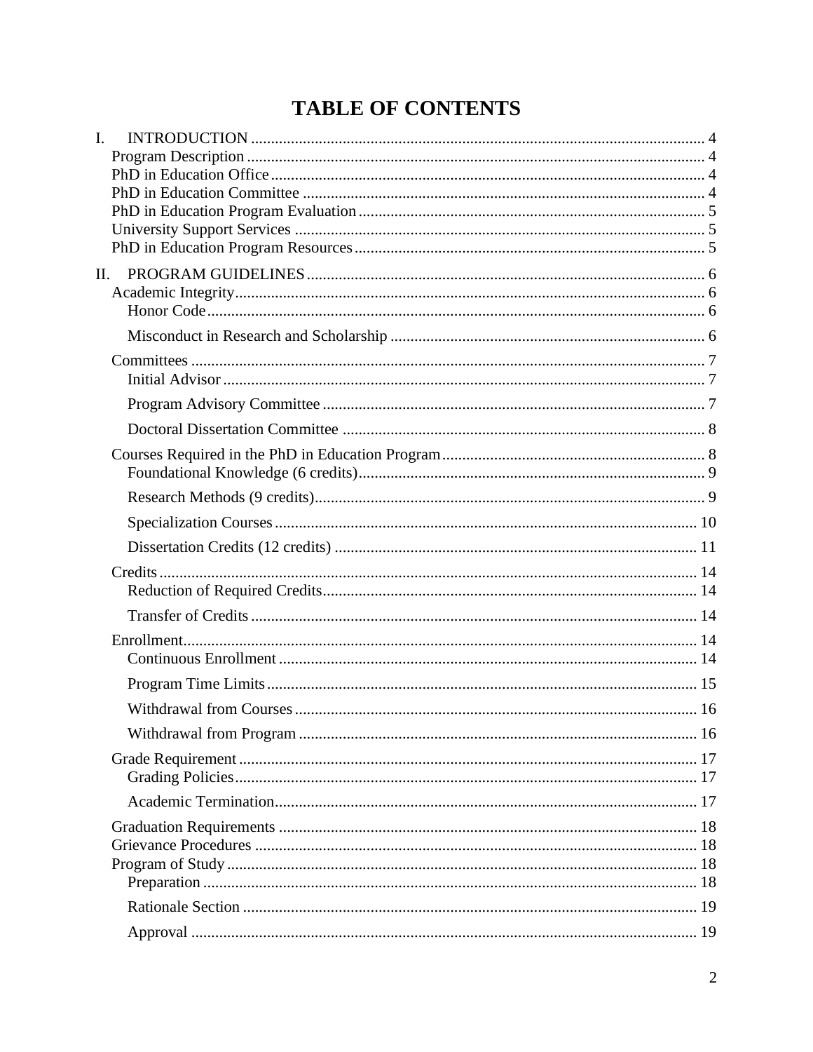# TABLE OF CONTENTS

I. INTRODUCTION ..... 4
- Program Description ..... 4
- PhD in Education Office ..... 4
- PhD in Education Committee ..... 4
- PhD in Education Program Evaluation ..... 5
- University Support Services ..... 5
- PhD in Education Program Resources ..... 5

II. PROGRAM GUIDELINES ..... 6
- Academic Integrity ..... 6
  - Honor Code ..... 6
  - Misconduct in Research and Scholarship ..... 6
- Committees ..... 7
  - Initial Advisor ..... 7
  - Program Advisory Committee ..... 7
  - Doctoral Dissertation Committee ..... 8
- Courses Required in the PhD in Education Program ..... 8
  - Foundational Knowledge (6 credits) ..... 9
  - Research Methods (9 credits) ..... 9
  - Specialization Courses ..... 10
  - Dissertation Credits (12 credits) ..... 11
- Credits ..... 14
  - Reduction of Required Credits ..... 14
  - Transfer of Credits ..... 14
- Enrollment ..... 14
  - Continuous Enrollment ..... 14
  - Program Time Limits ..... 15
  - Withdrawal from Courses ..... 16
  - Withdrawal from Program ..... 16
- Grade Requirement ..... 17
  - Grading Policies ..... 17
  - Academic Termination ..... 17
- Graduation Requirements ..... 18
- Grievance Procedures ..... 18
- Program of Study ..... 18
  - Preparation ..... 18
  - Rationale Section ..... 19
  - Approval ..... 19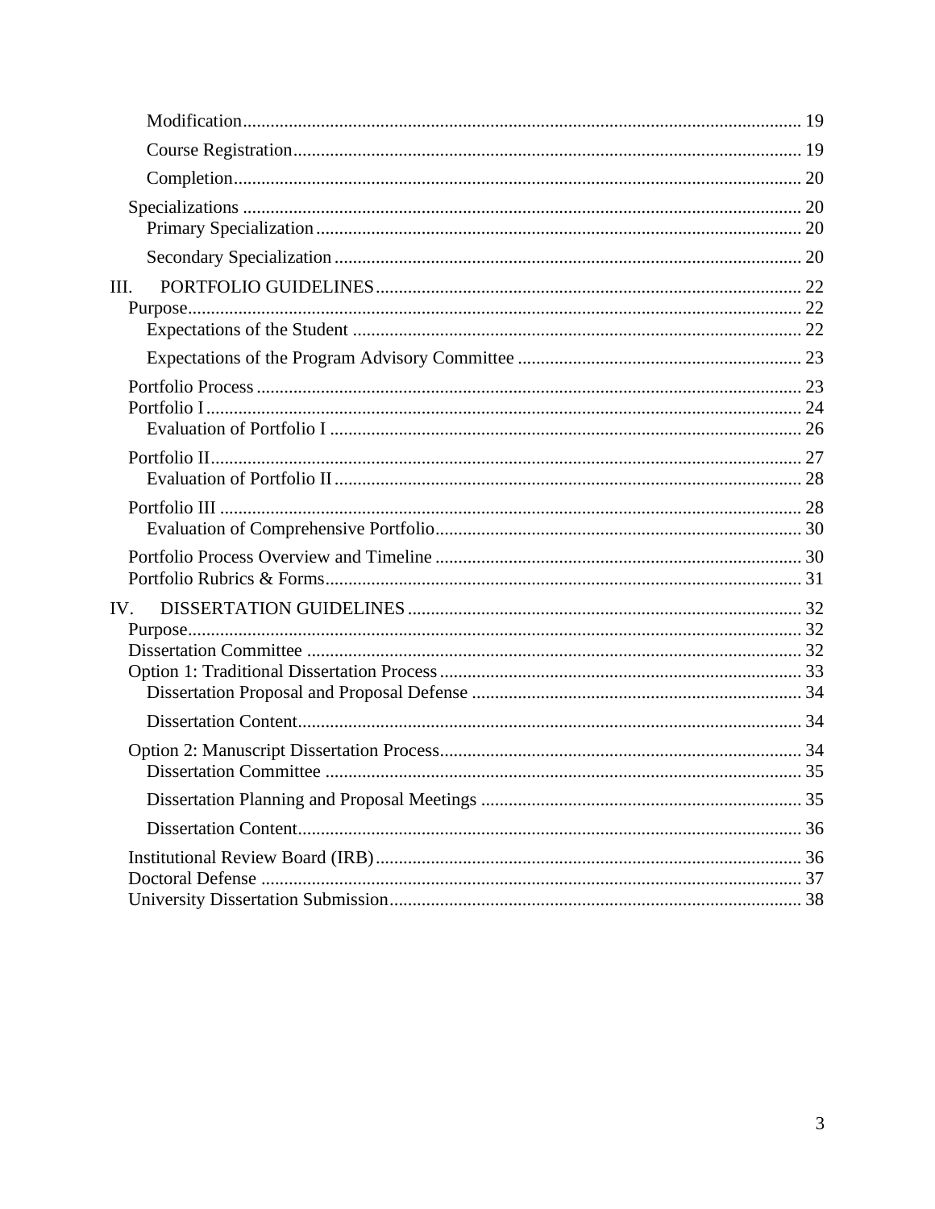- Modification 19
- Course Registration 19
- Completion 20

Specializations 20

- Primary Specialization 20
- Secondary Specialization 20

III. PORTFOLIO GUIDELINES 22

Purpose 22

- Expectations of the Student 22
- Expectations of the Program Advisory Committee 23

Portfolio Process 23

Portfolio I 24

- Evaluation of Portfolio I 26

Portfolio II 27

- Evaluation of Portfolio II 28

Portfolio III 28

- Evaluation of Comprehensive Portfolio 30

Portfolio Process Overview and Timeline 30

Portfolio Rubrics & Forms 31

IV. DISSERTATION GUIDELINES 32

Purpose 32

Dissertation Committee 32

Option 1: Traditional Dissertation Process 33

- Dissertation Proposal and Proposal Defense 34
- Dissertation Content 34

Option 2: Manuscript Dissertation Process 34

- Dissertation Committee 35
- Dissertation Planning and Proposal Meetings 35
- Dissertation Content 36

Institutional Review Board (IRB) 36

Doctoral Defense 37

University Dissertation Submission 38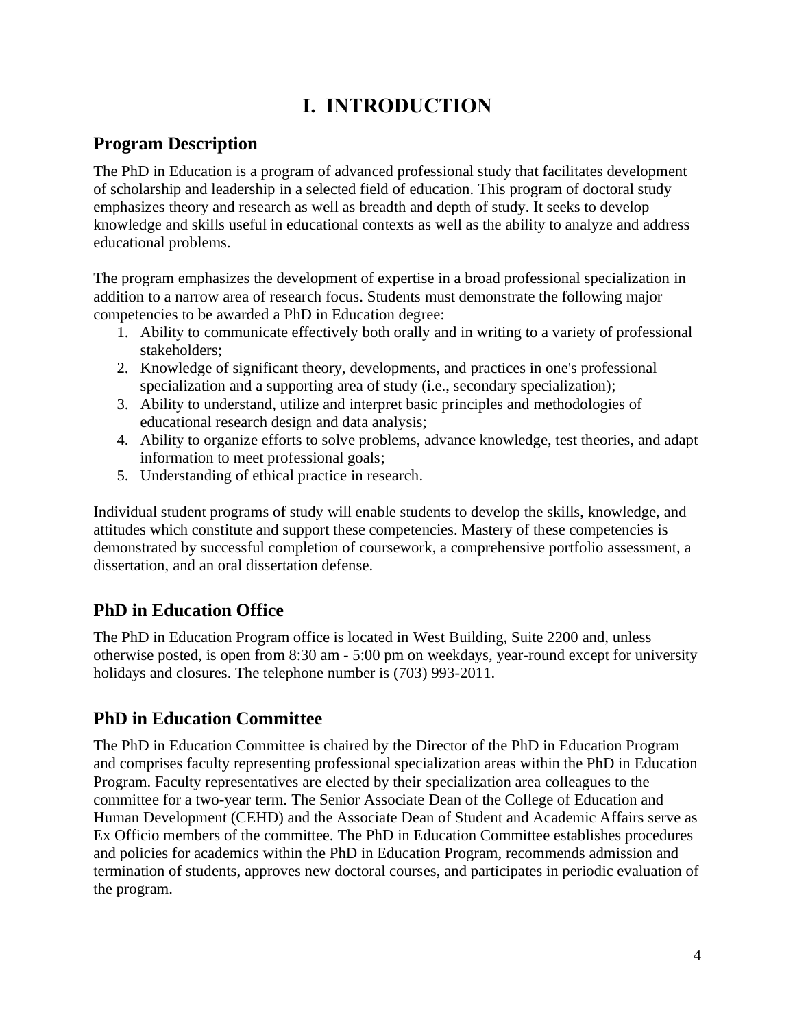# I. INTRODUCTION

## Program Description

The PhD in Education is a program of advanced professional study that facilitates development of scholarship and leadership in a selected field of education. This program of doctoral study emphasizes theory and research as well as breadth and depth of study. It seeks to develop knowledge and skills useful in educational contexts as well as the ability to analyze and address educational problems.

The program emphasizes the development of expertise in a broad professional specialization in addition to a narrow area of research focus. Students must demonstrate the following major competencies to be awarded a PhD in Education degree:

1. Ability to communicate effectively both orally and in writing to a variety of professional stakeholders;
2. Knowledge of significant theory, developments, and practices in one's professional specialization and a supporting area of study (i.e., secondary specialization);
3. Ability to understand, utilize and interpret basic principles and methodologies of educational research design and data analysis;
4. Ability to organize efforts to solve problems, advance knowledge, test theories, and adapt information to meet professional goals;
5. Understanding of ethical practice in research.

Individual student programs of study will enable students to develop the skills, knowledge, and attitudes which constitute and support these competencies. Mastery of these competencies is demonstrated by successful completion of coursework, a comprehensive portfolio assessment, a dissertation, and an oral dissertation defense.

## PhD in Education Office

The PhD in Education Program office is located in West Building, Suite 2200 and, unless otherwise posted, is open from 8:30 am - 5:00 pm on weekdays, year-round except for university holidays and closures. The telephone number is (703) 993-2011.

## PhD in Education Committee

The PhD in Education Committee is chaired by the Director of the PhD in Education Program and comprises faculty representing professional specialization areas within the PhD in Education Program. Faculty representatives are elected by their specialization area colleagues to the committee for a two-year term. The Senior Associate Dean of the College of Education and Human Development (CEHD) and the Associate Dean of Student and Academic Affairs serve as Ex Officio members of the committee. The PhD in Education Committee establishes procedures and policies for academics within the PhD in Education Program, recommends admission and termination of students, approves new doctoral courses, and participates in periodic evaluation of the program.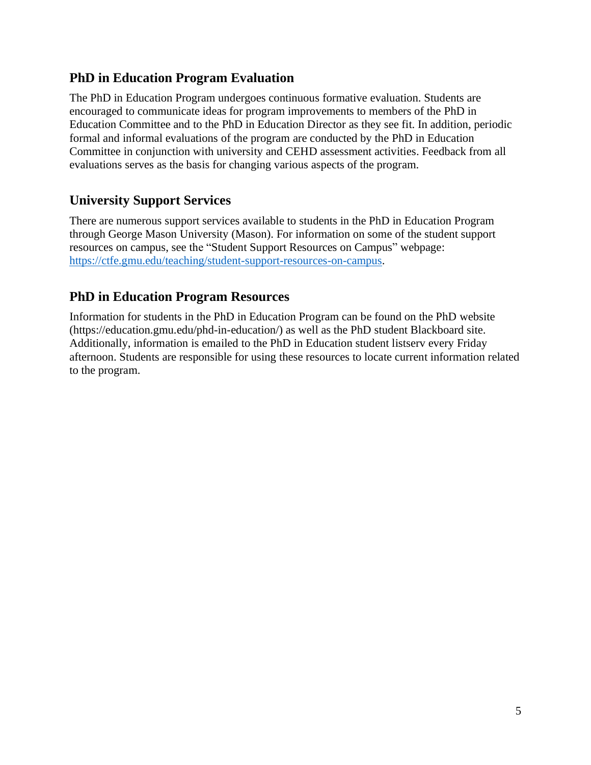## PhD in Education Program Evaluation

The PhD in Education Program undergoes continuous formative evaluation. Students are encouraged to communicate ideas for program improvements to members of the PhD in Education Committee and to the PhD in Education Director as they see fit. In addition, periodic formal and informal evaluations of the program are conducted by the PhD in Education Committee in conjunction with university and CEHD assessment activities. Feedback from all evaluations serves as the basis for changing various aspects of the program.

## University Support Services

There are numerous support services available to students in the PhD in Education Program through George Mason University (Mason). For information on some of the student support resources on campus, see the "Student Support Resources on Campus" webpage: [https://ctfe.gmu.edu/teaching/student-support-resources-on-campus](https://ctfe.gmu.edu/teaching/student-support-resources-on-campus).

## PhD in Education Program Resources

Information for students in the PhD in Education Program can be found on the PhD website (https://education.gmu.edu/phd-in-education/) as well as the PhD student Blackboard site. Additionally, information is emailed to the PhD in Education student listserv every Friday afternoon. Students are responsible for using these resources to locate current information related to the program.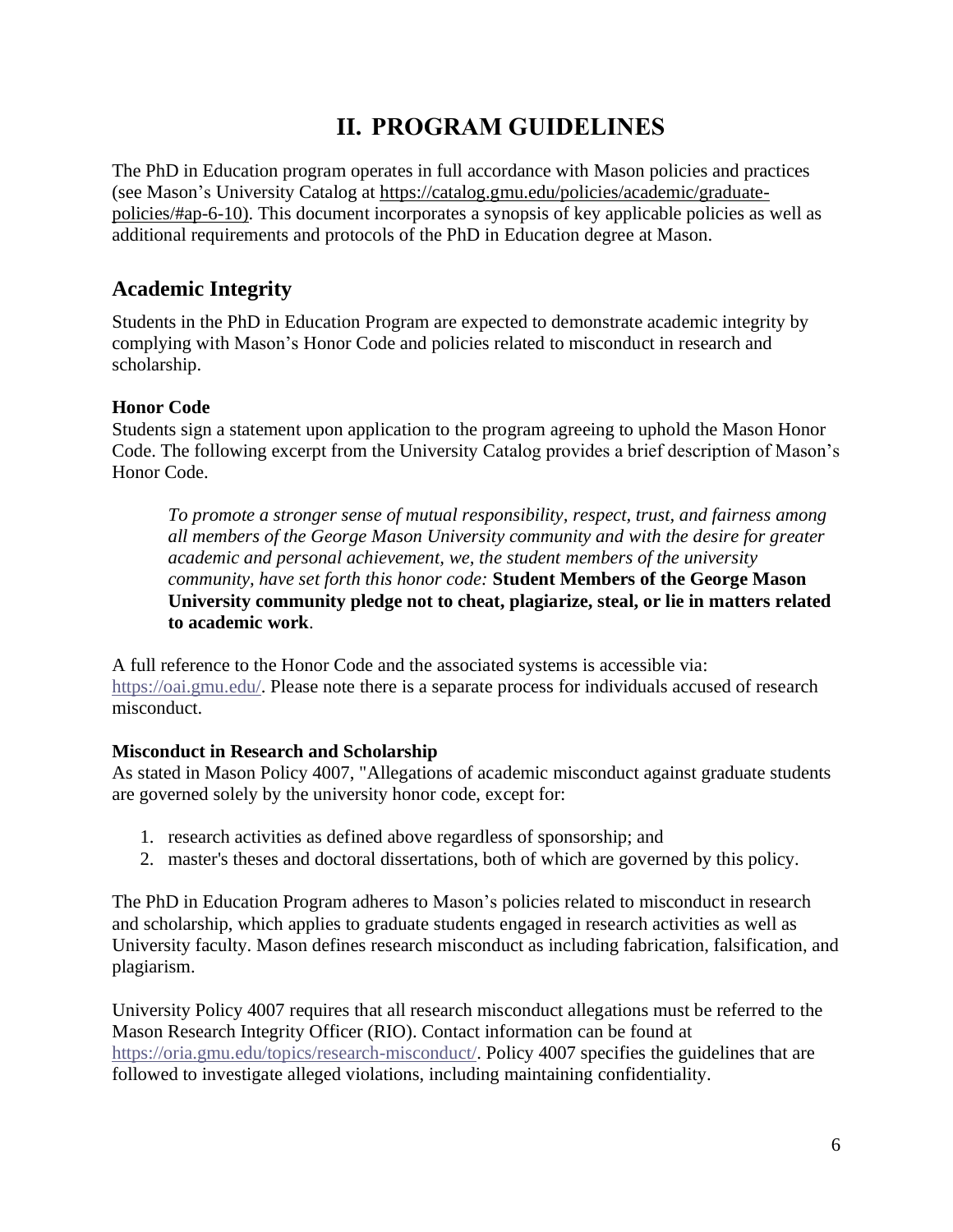# II. PROGRAM GUIDELINES

The PhD in Education program operates in full accordance with Mason policies and practices (see Mason's University Catalog at https://catalog.gmu.edu/policies/academic/graduate-policies/#ap-6-10). This document incorporates a synopsis of key applicable policies as well as additional requirements and protocols of the PhD in Education degree at Mason.

## Academic Integrity

Students in the PhD in Education Program are expected to demonstrate academic integrity by complying with Mason's Honor Code and policies related to misconduct in research and scholarship.

### Honor Code

Students sign a statement upon application to the program agreeing to uphold the Mason Honor Code. The following excerpt from the University Catalog provides a brief description of Mason's Honor Code.

> *To promote a stronger sense of mutual responsibility, respect, trust, and fairness among all members of the George Mason University community and with the desire for greater academic and personal achievement, we, the student members of the university community, have set forth this honor code:* **Student Members of the George Mason University community pledge not to cheat, plagiarize, steal, or lie in matters related to academic work**.

A full reference to the Honor Code and the associated systems is accessible via: https://oai.gmu.edu/. Please note there is a separate process for individuals accused of research misconduct.

### Misconduct in Research and Scholarship

As stated in Mason Policy 4007, "Allegations of academic misconduct against graduate students are governed solely by the university honor code, except for:

1. research activities as defined above regardless of sponsorship; and
2. master's theses and doctoral dissertations, both of which are governed by this policy.

The PhD in Education Program adheres to Mason's policies related to misconduct in research and scholarship, which applies to graduate students engaged in research activities as well as University faculty. Mason defines research misconduct as including fabrication, falsification, and plagiarism.

University Policy 4007 requires that all research misconduct allegations must be referred to the Mason Research Integrity Officer (RIO). Contact information can be found at https://oria.gmu.edu/topics/research-misconduct/. Policy 4007 specifies the guidelines that are followed to investigate alleged violations, including maintaining confidentiality.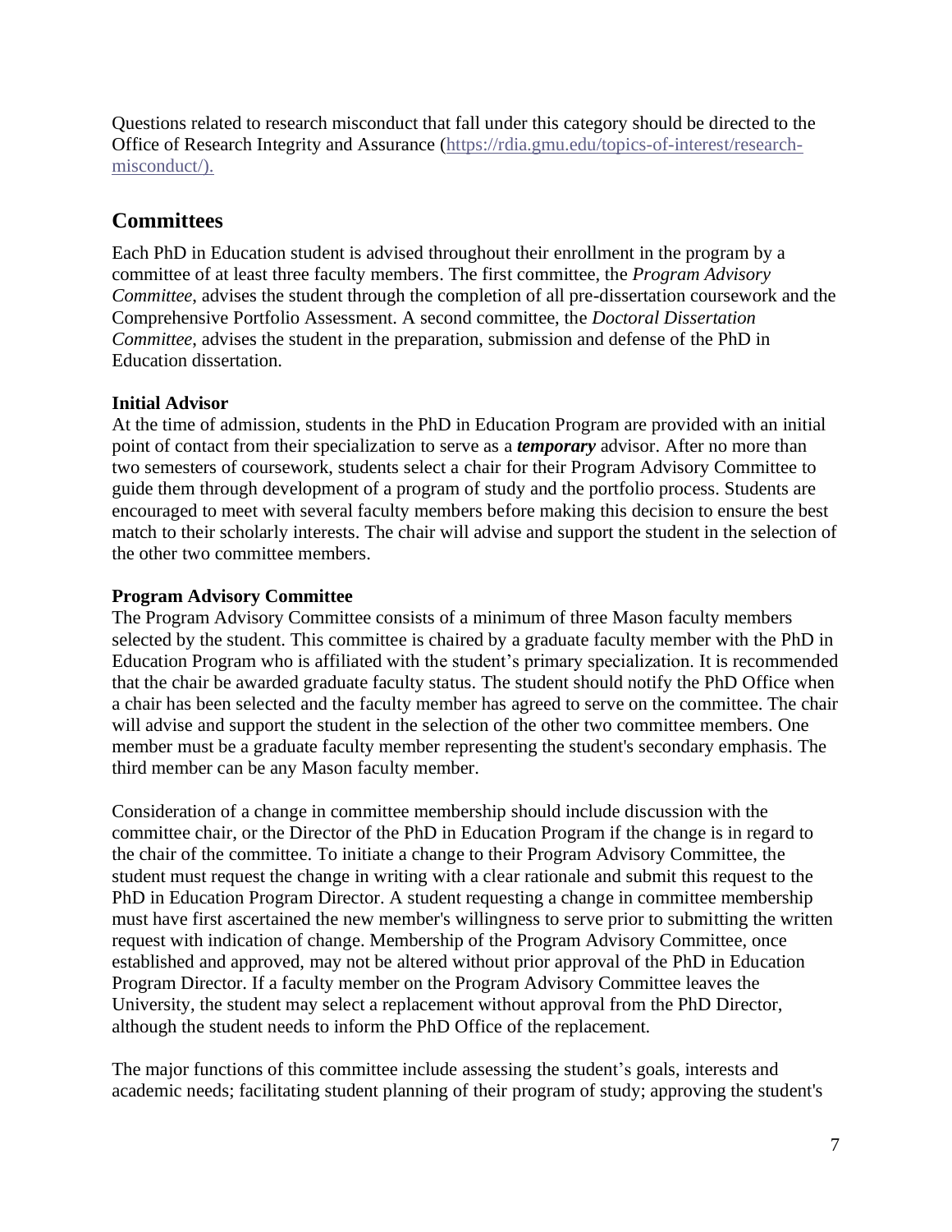Questions related to research misconduct that fall under this category should be directed to the Office of Research Integrity and Assurance (https://rdia.gmu.edu/topics-of-interest/research-misconduct/).

## Committees

Each PhD in Education student is advised throughout their enrollment in the program by a committee of at least three faculty members. The first committee, the *Program Advisory Committee*, advises the student through the completion of all pre-dissertation coursework and the Comprehensive Portfolio Assessment. A second committee, the *Doctoral Dissertation Committee*, advises the student in the preparation, submission and defense of the PhD in Education dissertation.

**Initial Advisor**

At the time of admission, students in the PhD in Education Program are provided with an initial point of contact from their specialization to serve as a ***temporary*** advisor. After no more than two semesters of coursework, students select a chair for their Program Advisory Committee to guide them through development of a program of study and the portfolio process. Students are encouraged to meet with several faculty members before making this decision to ensure the best match to their scholarly interests. The chair will advise and support the student in the selection of the other two committee members.

**Program Advisory Committee**

The Program Advisory Committee consists of a minimum of three Mason faculty members selected by the student. This committee is chaired by a graduate faculty member with the PhD in Education Program who is affiliated with the student's primary specialization. It is recommended that the chair be awarded graduate faculty status. The student should notify the PhD Office when a chair has been selected and the faculty member has agreed to serve on the committee. The chair will advise and support the student in the selection of the other two committee members. One member must be a graduate faculty member representing the student's secondary emphasis. The third member can be any Mason faculty member.

Consideration of a change in committee membership should include discussion with the committee chair, or the Director of the PhD in Education Program if the change is in regard to the chair of the committee. To initiate a change to their Program Advisory Committee, the student must request the change in writing with a clear rationale and submit this request to the PhD in Education Program Director. A student requesting a change in committee membership must have first ascertained the new member's willingness to serve prior to submitting the written request with indication of change. Membership of the Program Advisory Committee, once established and approved, may not be altered without prior approval of the PhD in Education Program Director. If a faculty member on the Program Advisory Committee leaves the University, the student may select a replacement without approval from the PhD Director, although the student needs to inform the PhD Office of the replacement.

The major functions of this committee include assessing the student's goals, interests and academic needs; facilitating student planning of their program of study; approving the student's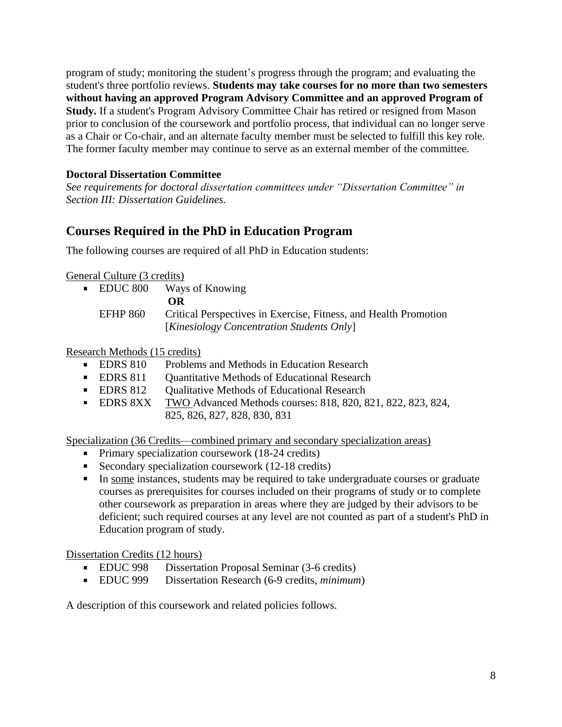program of study; monitoring the student's progress through the program; and evaluating the student's three portfolio reviews. **Students may take courses for no more than two semesters without having an approved Program Advisory Committee and an approved Program of Study.** If a student's Program Advisory Committee Chair has retired or resigned from Mason prior to conclusion of the coursework and portfolio process, that individual can no longer serve as a Chair or Co-chair, and an alternate faculty member must be selected to fulfill this key role. The former faculty member may continue to serve as an external member of the committee.

### Doctoral Dissertation Committee

*See requirements for doctoral dissertation committees under "Dissertation Committee" in Section III: Dissertation Guidelines.*

## Courses Required in the PhD in Education Program

The following courses are required of all PhD in Education students:

General Culture (3 credits)

- EDUC 800 Ways of Knowing
  **OR**
  EFHP 860 Critical Perspectives in Exercise, Fitness, and Health Promotion [*Kinesiology Concentration Students Only*]

Research Methods (15 credits)

- EDRS 810 Problems and Methods in Education Research
- EDRS 811 Quantitative Methods of Educational Research
- EDRS 812 Qualitative Methods of Educational Research
- EDRS 8XX TWO Advanced Methods courses: 818, 820, 821, 822, 823, 824, 825, 826, 827, 828, 830, 831

Specialization (36 Credits—combined primary and secondary specialization areas)

- Primary specialization coursework (18-24 credits)
- Secondary specialization coursework (12-18 credits)
- In some instances, students may be required to take undergraduate courses or graduate courses as prerequisites for courses included on their programs of study or to complete other coursework as preparation in areas where they are judged by their advisors to be deficient; such required courses at any level are not counted as part of a student's PhD in Education program of study.

Dissertation Credits (12 hours)

- EDUC 998 Dissertation Proposal Seminar (3-6 credits)
- EDUC 999 Dissertation Research (6-9 credits, *minimum*)

A description of this coursework and related policies follows.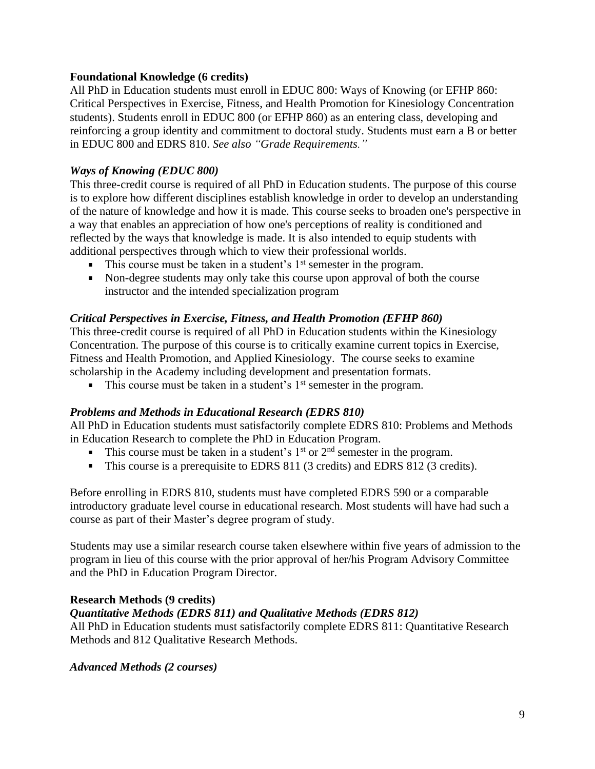**Foundational Knowledge (6 credits)**

All PhD in Education students must enroll in EDUC 800: Ways of Knowing (or EFHP 860: Critical Perspectives in Exercise, Fitness, and Health Promotion for Kinesiology Concentration students). Students enroll in EDUC 800 (or EFHP 860) as an entering class, developing and reinforcing a group identity and commitment to doctoral study. Students must earn a B or better in EDUC 800 and EDRS 810. *See also "Grade Requirements."*

***Ways of Knowing (EDUC 800)***

This three-credit course is required of all PhD in Education students. The purpose of this course is to explore how different disciplines establish knowledge in order to develop an understanding of the nature of knowledge and how it is made. This course seeks to broaden one's perspective in a way that enables an appreciation of how one's perceptions of reality is conditioned and reflected by the ways that knowledge is made. It is also intended to equip students with additional perspectives through which to view their professional worlds.

- This course must be taken in a student's 1st semester in the program.
- Non-degree students may only take this course upon approval of both the course instructor and the intended specialization program

***Critical Perspectives in Exercise, Fitness, and Health Promotion (EFHP 860)***

This three-credit course is required of all PhD in Education students within the Kinesiology Concentration. The purpose of this course is to critically examine current topics in Exercise, Fitness and Health Promotion, and Applied Kinesiology. The course seeks to examine scholarship in the Academy including development and presentation formats.

- This course must be taken in a student's 1st semester in the program.

***Problems and Methods in Educational Research (EDRS 810)***

All PhD in Education students must satisfactorily complete EDRS 810: Problems and Methods in Education Research to complete the PhD in Education Program.

- This course must be taken in a student's 1st or 2nd semester in the program.
- This course is a prerequisite to EDRS 811 (3 credits) and EDRS 812 (3 credits).

Before enrolling in EDRS 810, students must have completed EDRS 590 or a comparable introductory graduate level course in educational research. Most students will have had such a course as part of their Master's degree program of study.

Students may use a similar research course taken elsewhere within five years of admission to the program in lieu of this course with the prior approval of her/his Program Advisory Committee and the PhD in Education Program Director.

**Research Methods (9 credits)**

***Quantitative Methods (EDRS 811) and Qualitative Methods (EDRS 812)***

All PhD in Education students must satisfactorily complete EDRS 811: Quantitative Research Methods and 812 Qualitative Research Methods.

***Advanced Methods (2 courses)***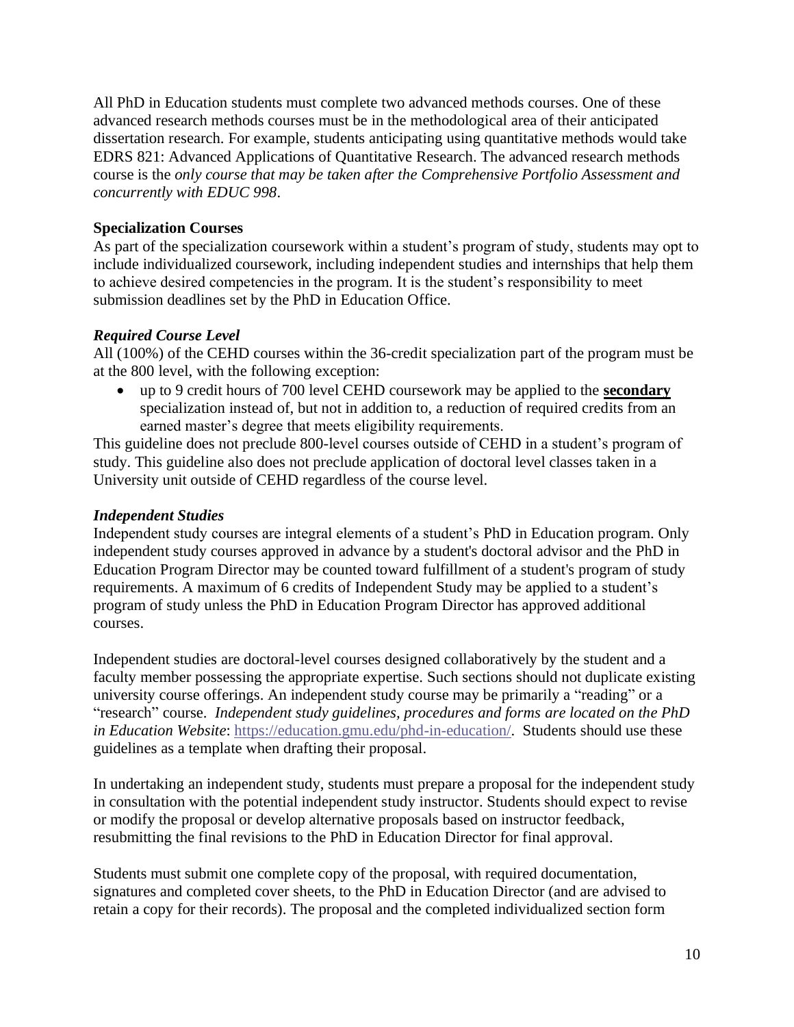All PhD in Education students must complete two advanced methods courses. One of these advanced research methods courses must be in the methodological area of their anticipated dissertation research. For example, students anticipating using quantitative methods would take EDRS 821: Advanced Applications of Quantitative Research. The advanced research methods course is the *only course that may be taken after the Comprehensive Portfolio Assessment and concurrently with EDUC 998*.

**Specialization Courses**

As part of the specialization coursework within a student's program of study, students may opt to include individualized coursework, including independent studies and internships that help them to achieve desired competencies in the program. It is the student's responsibility to meet submission deadlines set by the PhD in Education Office.

***Required Course Level***

All (100%) of the CEHD courses within the 36-credit specialization part of the program must be at the 800 level, with the following exception:

- up to 9 credit hours of 700 level CEHD coursework may be applied to the **<u>secondary</u>** specialization instead of, but not in addition to, a reduction of required credits from an earned master's degree that meets eligibility requirements.

This guideline does not preclude 800-level courses outside of CEHD in a student's program of study. This guideline also does not preclude application of doctoral level classes taken in a University unit outside of CEHD regardless of the course level.

***Independent Studies***

Independent study courses are integral elements of a student's PhD in Education program. Only independent study courses approved in advance by a student's doctoral advisor and the PhD in Education Program Director may be counted toward fulfillment of a student's program of study requirements. A maximum of 6 credits of Independent Study may be applied to a student's program of study unless the PhD in Education Program Director has approved additional courses.

Independent studies are doctoral-level courses designed collaboratively by the student and a faculty member possessing the appropriate expertise. Such sections should not duplicate existing university course offerings. An independent study course may be primarily a "reading" or a "research" course. *Independent study guidelines, procedures and forms are located on the PhD in Education Website*: https://education.gmu.edu/phd-in-education/. Students should use these guidelines as a template when drafting their proposal.

In undertaking an independent study, students must prepare a proposal for the independent study in consultation with the potential independent study instructor. Students should expect to revise or modify the proposal or develop alternative proposals based on instructor feedback, resubmitting the final revisions to the PhD in Education Director for final approval.

Students must submit one complete copy of the proposal, with required documentation, signatures and completed cover sheets, to the PhD in Education Director (and are advised to retain a copy for their records). The proposal and the completed individualized section form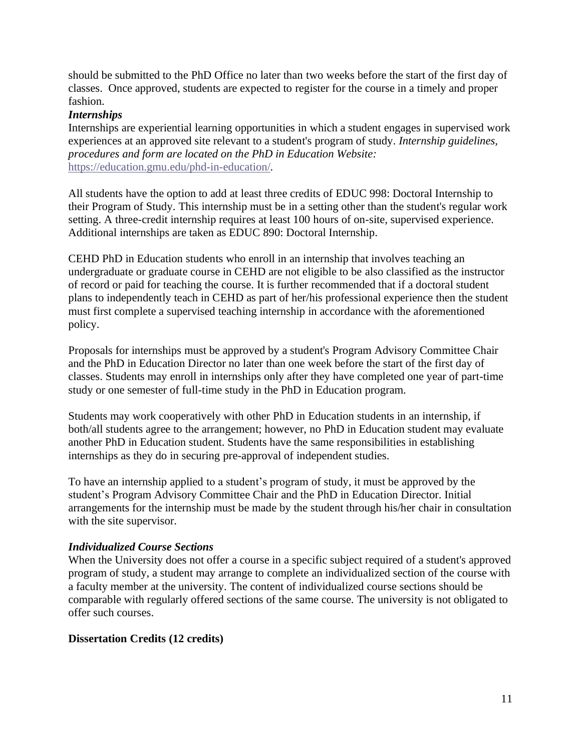should be submitted to the PhD Office no later than two weeks before the start of the first day of classes. Once approved, students are expected to register for the course in a timely and proper fashion.

### *Internships*

Internships are experiential learning opportunities in which a student engages in supervised work experiences at an approved site relevant to a student's program of study. *Internship guidelines, procedures and form are located on the PhD in Education Website:* https://education.gmu.edu/phd-in-education/.

All students have the option to add at least three credits of EDUC 998: Doctoral Internship to their Program of Study. This internship must be in a setting other than the student's regular work setting. A three-credit internship requires at least 100 hours of on-site, supervised experience. Additional internships are taken as EDUC 890: Doctoral Internship.

CEHD PhD in Education students who enroll in an internship that involves teaching an undergraduate or graduate course in CEHD are not eligible to be also classified as the instructor of record or paid for teaching the course. It is further recommended that if a doctoral student plans to independently teach in CEHD as part of her/his professional experience then the student must first complete a supervised teaching internship in accordance with the aforementioned policy.

Proposals for internships must be approved by a student's Program Advisory Committee Chair and the PhD in Education Director no later than one week before the start of the first day of classes. Students may enroll in internships only after they have completed one year of part-time study or one semester of full-time study in the PhD in Education program.

Students may work cooperatively with other PhD in Education students in an internship, if both/all students agree to the arrangement; however, no PhD in Education student may evaluate another PhD in Education student. Students have the same responsibilities in establishing internships as they do in securing pre-approval of independent studies.

To have an internship applied to a student's program of study, it must be approved by the student's Program Advisory Committee Chair and the PhD in Education Director. Initial arrangements for the internship must be made by the student through his/her chair in consultation with the site supervisor.

### *Individualized Course Sections*

When the University does not offer a course in a specific subject required of a student's approved program of study, a student may arrange to complete an individualized section of the course with a faculty member at the university. The content of individualized course sections should be comparable with regularly offered sections of the same course. The university is not obligated to offer such courses.

## **Dissertation Credits (12 credits)**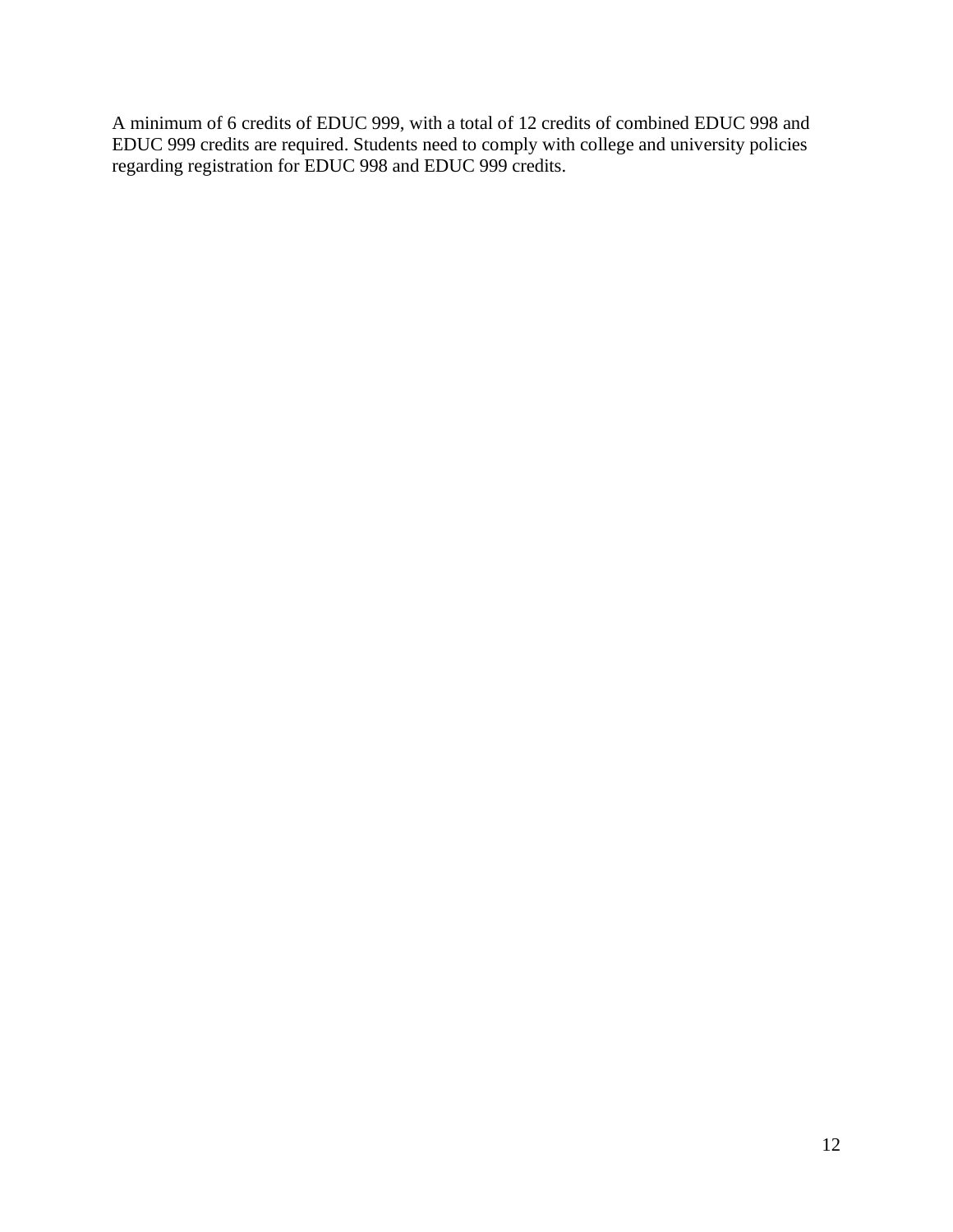A minimum of 6 credits of EDUC 999, with a total of 12 credits of combined EDUC 998 and EDUC 999 credits are required. Students need to comply with college and university policies regarding registration for EDUC 998 and EDUC 999 credits.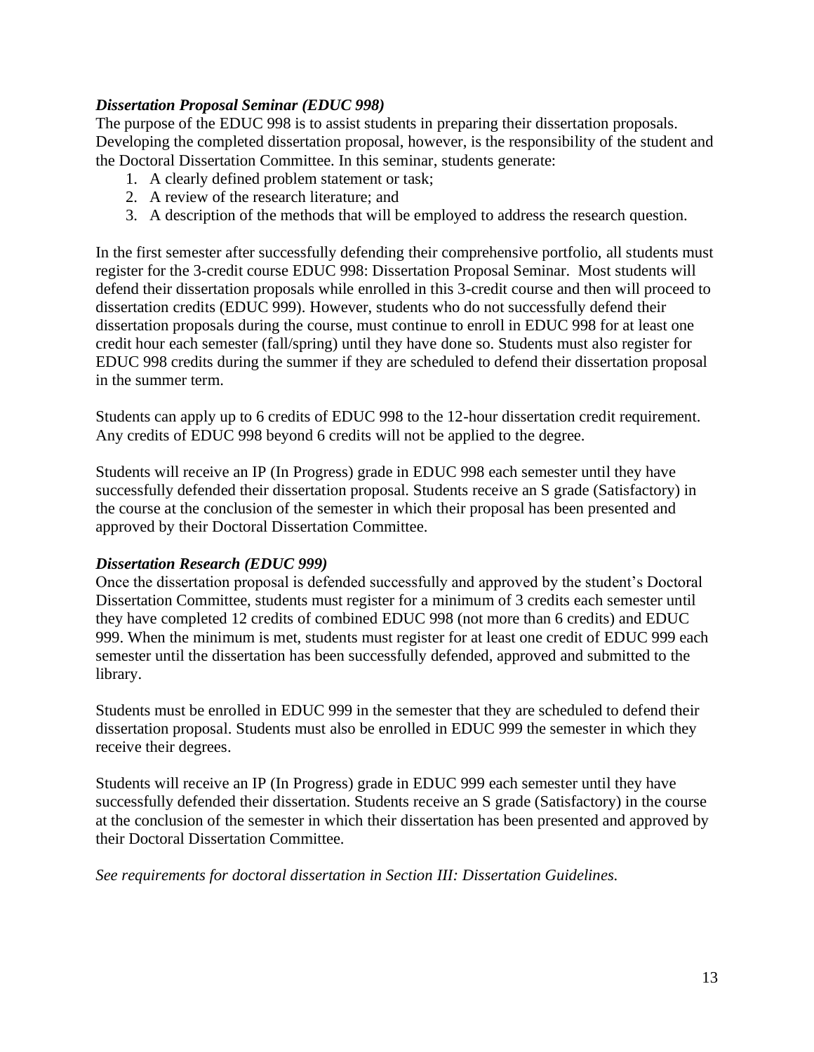***Dissertation Proposal Seminar (EDUC 998)***

The purpose of the EDUC 998 is to assist students in preparing their dissertation proposals. Developing the completed dissertation proposal, however, is the responsibility of the student and the Doctoral Dissertation Committee. In this seminar, students generate:

1. A clearly defined problem statement or task;
2. A review of the research literature; and
3. A description of the methods that will be employed to address the research question.

In the first semester after successfully defending their comprehensive portfolio, all students must register for the 3-credit course EDUC 998: Dissertation Proposal Seminar. Most students will defend their dissertation proposals while enrolled in this 3-credit course and then will proceed to dissertation credits (EDUC 999). However, students who do not successfully defend their dissertation proposals during the course, must continue to enroll in EDUC 998 for at least one credit hour each semester (fall/spring) until they have done so. Students must also register for EDUC 998 credits during the summer if they are scheduled to defend their dissertation proposal in the summer term.

Students can apply up to 6 credits of EDUC 998 to the 12-hour dissertation credit requirement. Any credits of EDUC 998 beyond 6 credits will not be applied to the degree.

Students will receive an IP (In Progress) grade in EDUC 998 each semester until they have successfully defended their dissertation proposal. Students receive an S grade (Satisfactory) in the course at the conclusion of the semester in which their proposal has been presented and approved by their Doctoral Dissertation Committee.

***Dissertation Research (EDUC 999)***

Once the dissertation proposal is defended successfully and approved by the student's Doctoral Dissertation Committee, students must register for a minimum of 3 credits each semester until they have completed 12 credits of combined EDUC 998 (not more than 6 credits) and EDUC 999. When the minimum is met, students must register for at least one credit of EDUC 999 each semester until the dissertation has been successfully defended, approved and submitted to the library.

Students must be enrolled in EDUC 999 in the semester that they are scheduled to defend their dissertation proposal. Students must also be enrolled in EDUC 999 the semester in which they receive their degrees.

Students will receive an IP (In Progress) grade in EDUC 999 each semester until they have successfully defended their dissertation. Students receive an S grade (Satisfactory) in the course at the conclusion of the semester in which their dissertation has been presented and approved by their Doctoral Dissertation Committee.

*See requirements for doctoral dissertation in Section III: Dissertation Guidelines.*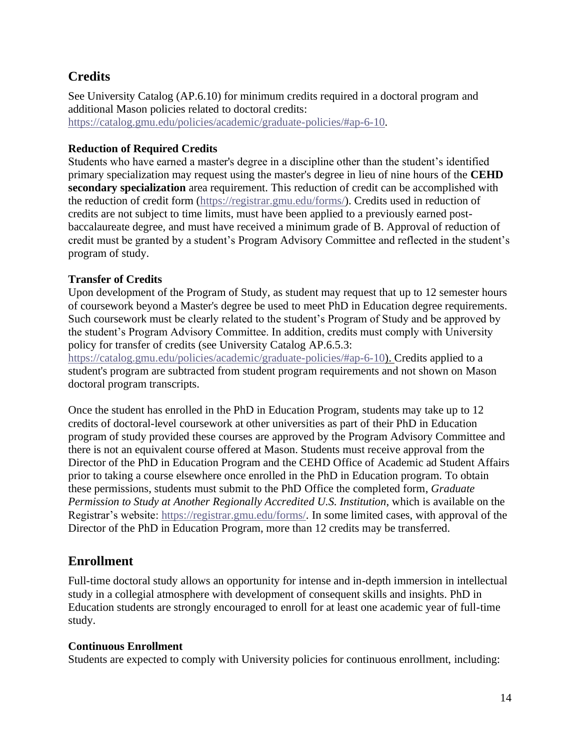## Credits

See University Catalog (AP.6.10) for minimum credits required in a doctoral program and additional Mason policies related to doctoral credits: https://catalog.gmu.edu/policies/academic/graduate-policies/#ap-6-10.

### Reduction of Required Credits

Students who have earned a master's degree in a discipline other than the student's identified primary specialization may request using the master's degree in lieu of nine hours of the **CEHD secondary specialization** area requirement. This reduction of credit can be accomplished with the reduction of credit form (https://registrar.gmu.edu/forms/). Credits used in reduction of credits are not subject to time limits, must have been applied to a previously earned post-baccalaureate degree, and must have received a minimum grade of B. Approval of reduction of credit must be granted by a student's Program Advisory Committee and reflected in the student's program of study.

### Transfer of Credits

Upon development of the Program of Study, as student may request that up to 12 semester hours of coursework beyond a Master's degree be used to meet PhD in Education degree requirements. Such coursework must be clearly related to the student's Program of Study and be approved by the student's Program Advisory Committee. In addition, credits must comply with University policy for transfer of credits (see University Catalog AP.6.5.3: https://catalog.gmu.edu/policies/academic/graduate-policies/#ap-6-10). Credits applied to a student's program are subtracted from student program requirements and not shown on Mason doctoral program transcripts.

Once the student has enrolled in the PhD in Education Program, students may take up to 12 credits of doctoral-level coursework at other universities as part of their PhD in Education program of study provided these courses are approved by the Program Advisory Committee and there is not an equivalent course offered at Mason. Students must receive approval from the Director of the PhD in Education Program and the CEHD Office of Academic ad Student Affairs prior to taking a course elsewhere once enrolled in the PhD in Education program. To obtain these permissions, students must submit to the PhD Office the completed form, *Graduate Permission to Study at Another Regionally Accredited U.S. Institution*, which is available on the Registrar's website: https://registrar.gmu.edu/forms/. In some limited cases, with approval of the Director of the PhD in Education Program, more than 12 credits may be transferred.

## Enrollment

Full-time doctoral study allows an opportunity for intense and in-depth immersion in intellectual study in a collegial atmosphere with development of consequent skills and insights. PhD in Education students are strongly encouraged to enroll for at least one academic year of full-time study.

### Continuous Enrollment

Students are expected to comply with University policies for continuous enrollment, including: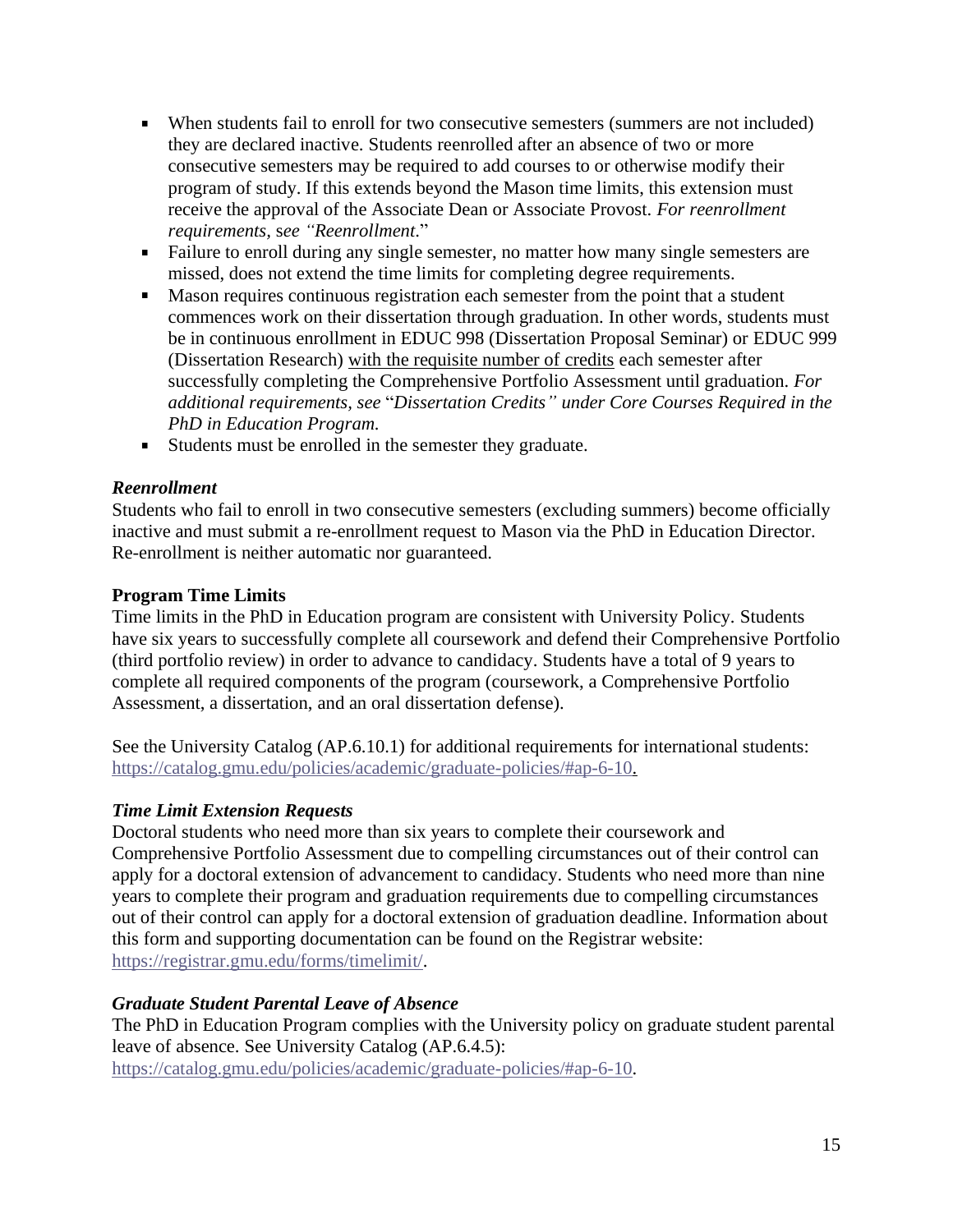- When students fail to enroll for two consecutive semesters (summers are not included) they are declared inactive. Students reenrolled after an absence of two or more consecutive semesters may be required to add courses to or otherwise modify their program of study. If this extends beyond the Mason time limits, this extension must receive the approval of the Associate Dean or Associate Provost. *For reenrollment requirements, see "Reenrollment."*
- Failure to enroll during any single semester, no matter how many single semesters are missed, does not extend the time limits for completing degree requirements.
- Mason requires continuous registration each semester from the point that a student commences work on their dissertation through graduation. In other words, students must be in continuous enrollment in EDUC 998 (Dissertation Proposal Seminar) or EDUC 999 (Dissertation Research) with the requisite number of credits each semester after successfully completing the Comprehensive Portfolio Assessment until graduation. *For additional requirements, see "Dissertation Credits" under Core Courses Required in the PhD in Education Program.*
- Students must be enrolled in the semester they graduate.

***Reenrollment***

Students who fail to enroll in two consecutive semesters (excluding summers) become officially inactive and must submit a re-enrollment request to Mason via the PhD in Education Director. Re-enrollment is neither automatic nor guaranteed.

**Program Time Limits**

Time limits in the PhD in Education program are consistent with University Policy. Students have six years to successfully complete all coursework and defend their Comprehensive Portfolio (third portfolio review) in order to advance to candidacy. Students have a total of 9 years to complete all required components of the program (coursework, a Comprehensive Portfolio Assessment, a dissertation, and an oral dissertation defense).

See the University Catalog (AP.6.10.1) for additional requirements for international students: https://catalog.gmu.edu/policies/academic/graduate-policies/#ap-6-10.

***Time Limit Extension Requests***

Doctoral students who need more than six years to complete their coursework and Comprehensive Portfolio Assessment due to compelling circumstances out of their control can apply for a doctoral extension of advancement to candidacy. Students who need more than nine years to complete their program and graduation requirements due to compelling circumstances out of their control can apply for a doctoral extension of graduation deadline. Information about this form and supporting documentation can be found on the Registrar website: https://registrar.gmu.edu/forms/timelimit/.

***Graduate Student Parental Leave of Absence***

The PhD in Education Program complies with the University policy on graduate student parental leave of absence. See University Catalog (AP.6.4.5): https://catalog.gmu.edu/policies/academic/graduate-policies/#ap-6-10.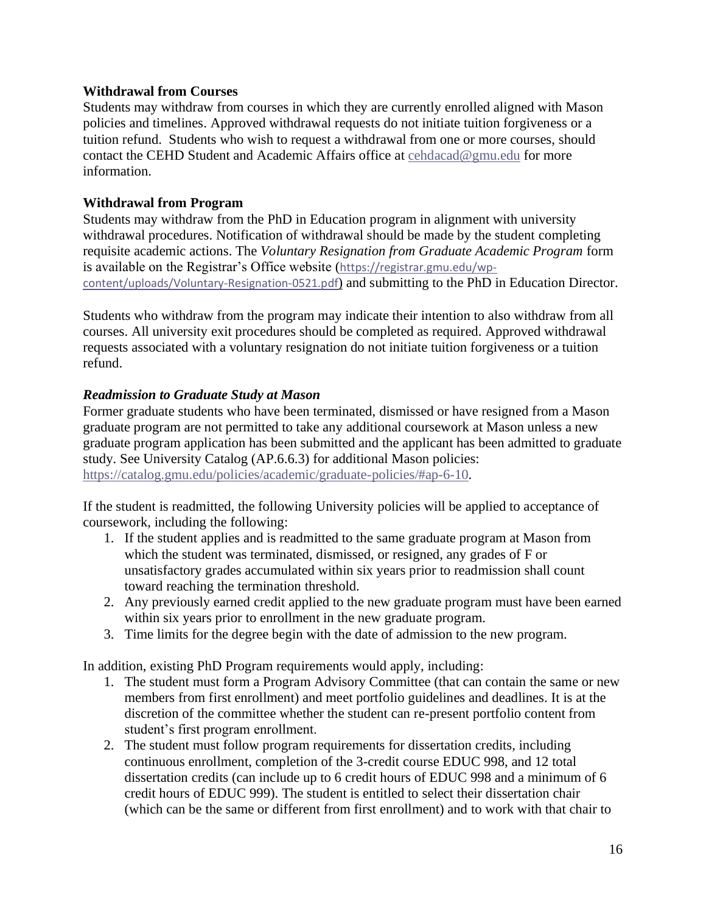**Withdrawal from Courses**

Students may withdraw from courses in which they are currently enrolled aligned with Mason policies and timelines. Approved withdrawal requests do not initiate tuition forgiveness or a tuition refund. Students who wish to request a withdrawal from one or more courses, should contact the CEHD Student and Academic Affairs office at cehdacad@gmu.edu for more information.

**Withdrawal from Program**

Students may withdraw from the PhD in Education program in alignment with university withdrawal procedures. Notification of withdrawal should be made by the student completing requisite academic actions. The *Voluntary Resignation from Graduate Academic Program* form is available on the Registrar's Office website (https://registrar.gmu.edu/wp-content/uploads/Voluntary-Resignation-0521.pdf) and submitting to the PhD in Education Director.

Students who withdraw from the program may indicate their intention to also withdraw from all courses. All university exit procedures should be completed as required. Approved withdrawal requests associated with a voluntary resignation do not initiate tuition forgiveness or a tuition refund.

***Readmission to Graduate Study at Mason***

Former graduate students who have been terminated, dismissed or have resigned from a Mason graduate program are not permitted to take any additional coursework at Mason unless a new graduate program application has been submitted and the applicant has been admitted to graduate study. See University Catalog (AP.6.6.3) for additional Mason policies: https://catalog.gmu.edu/policies/academic/graduate-policies/#ap-6-10.

If the student is readmitted, the following University policies will be applied to acceptance of coursework, including the following:

1. If the student applies and is readmitted to the same graduate program at Mason from which the student was terminated, dismissed, or resigned, any grades of F or unsatisfactory grades accumulated within six years prior to readmission shall count toward reaching the termination threshold.
2. Any previously earned credit applied to the new graduate program must have been earned within six years prior to enrollment in the new graduate program.
3. Time limits for the degree begin with the date of admission to the new program.

In addition, existing PhD Program requirements would apply, including:

1. The student must form a Program Advisory Committee (that can contain the same or new members from first enrollment) and meet portfolio guidelines and deadlines. It is at the discretion of the committee whether the student can re-present portfolio content from student's first program enrollment.
2. The student must follow program requirements for dissertation credits, including continuous enrollment, completion of the 3-credit course EDUC 998, and 12 total dissertation credits (can include up to 6 credit hours of EDUC 998 and a minimum of 6 credit hours of EDUC 999). The student is entitled to select their dissertation chair (which can be the same or different from first enrollment) and to work with that chair to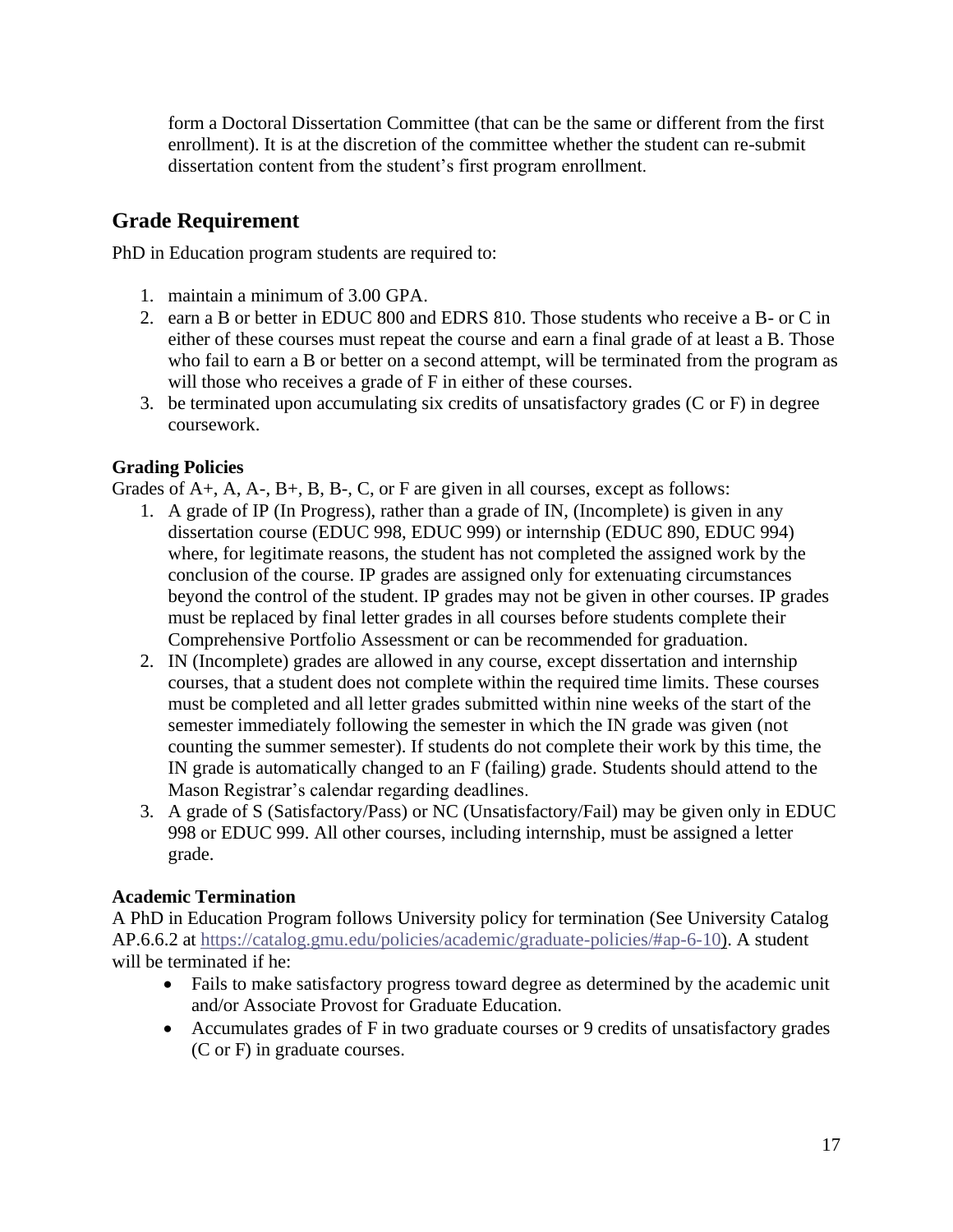form a Doctoral Dissertation Committee (that can be the same or different from the first enrollment). It is at the discretion of the committee whether the student can re-submit dissertation content from the student's first program enrollment.

## Grade Requirement

PhD in Education program students are required to:

1. maintain a minimum of 3.00 GPA.
2. earn a B or better in EDUC 800 and EDRS 810. Those students who receive a B- or C in either of these courses must repeat the course and earn a final grade of at least a B. Those who fail to earn a B or better on a second attempt, will be terminated from the program as will those who receives a grade of F in either of these courses.
3. be terminated upon accumulating six credits of unsatisfactory grades (C or F) in degree coursework.

### Grading Policies

Grades of A+, A, A-, B+, B, B-, C, or F are given in all courses, except as follows:

1. A grade of IP (In Progress), rather than a grade of IN, (Incomplete) is given in any dissertation course (EDUC 998, EDUC 999) or internship (EDUC 890, EDUC 994) where, for legitimate reasons, the student has not completed the assigned work by the conclusion of the course. IP grades are assigned only for extenuating circumstances beyond the control of the student. IP grades may not be given in other courses. IP grades must be replaced by final letter grades in all courses before students complete their Comprehensive Portfolio Assessment or can be recommended for graduation.
2. IN (Incomplete) grades are allowed in any course, except dissertation and internship courses, that a student does not complete within the required time limits. These courses must be completed and all letter grades submitted within nine weeks of the start of the semester immediately following the semester in which the IN grade was given (not counting the summer semester). If students do not complete their work by this time, the IN grade is automatically changed to an F (failing) grade. Students should attend to the Mason Registrar's calendar regarding deadlines.
3. A grade of S (Satisfactory/Pass) or NC (Unsatisfactory/Fail) may be given only in EDUC 998 or EDUC 999. All other courses, including internship, must be assigned a letter grade.

### Academic Termination

A PhD in Education Program follows University policy for termination (See University Catalog AP.6.6.2 at [https://catalog.gmu.edu/policies/academic/graduate-policies/#ap-6-10](https://catalog.gmu.edu/policies/academic/graduate-policies/#ap-6-10)). A student will be terminated if he:

- Fails to make satisfactory progress toward degree as determined by the academic unit and/or Associate Provost for Graduate Education.
- Accumulates grades of F in two graduate courses or 9 credits of unsatisfactory grades (C or F) in graduate courses.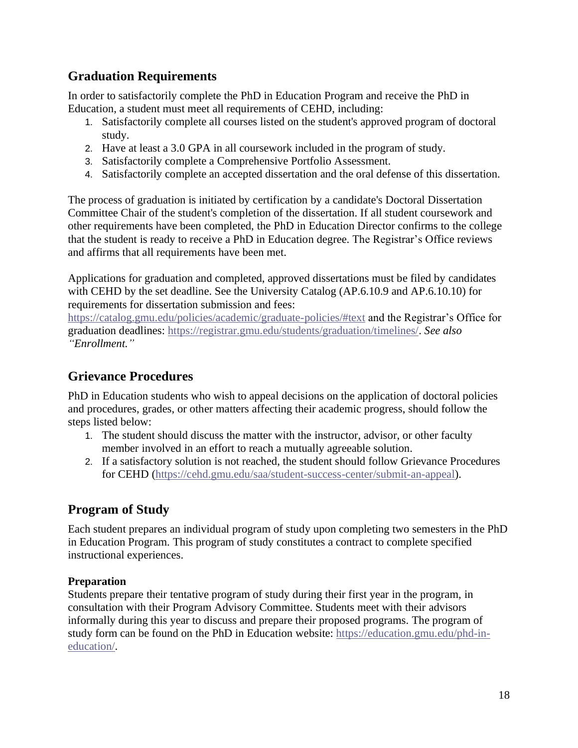## Graduation Requirements

In order to satisfactorily complete the PhD in Education Program and receive the PhD in Education, a student must meet all requirements of CEHD, including:

1. Satisfactorily complete all courses listed on the student's approved program of doctoral study.
2. Have at least a 3.0 GPA in all coursework included in the program of study.
3. Satisfactorily complete a Comprehensive Portfolio Assessment.
4. Satisfactorily complete an accepted dissertation and the oral defense of this dissertation.

The process of graduation is initiated by certification by a candidate's Doctoral Dissertation Committee Chair of the student's completion of the dissertation. If all student coursework and other requirements have been completed, the PhD in Education Director confirms to the college that the student is ready to receive a PhD in Education degree. The Registrar's Office reviews and affirms that all requirements have been met.

Applications for graduation and completed, approved dissertations must be filed by candidates with CEHD by the set deadline. See the University Catalog (AP.6.10.9 and AP.6.10.10) for requirements for dissertation submission and fees: https://catalog.gmu.edu/policies/academic/graduate-policies/#text and the Registrar's Office for graduation deadlines: https://registrar.gmu.edu/students/graduation/timelines/. *See also "Enrollment."*

## Grievance Procedures

PhD in Education students who wish to appeal decisions on the application of doctoral policies and procedures, grades, or other matters affecting their academic progress, should follow the steps listed below:

1. The student should discuss the matter with the instructor, advisor, or other faculty member involved in an effort to reach a mutually agreeable solution.
2. If a satisfactory solution is not reached, the student should follow Grievance Procedures for CEHD (https://cehd.gmu.edu/saa/student-success-center/submit-an-appeal).

## Program of Study

Each student prepares an individual program of study upon completing two semesters in the PhD in Education Program. This program of study constitutes a contract to complete specified instructional experiences.

### Preparation

Students prepare their tentative program of study during their first year in the program, in consultation with their Program Advisory Committee. Students meet with their advisors informally during this year to discuss and prepare their proposed programs. The program of study form can be found on the PhD in Education website: https://education.gmu.edu/phd-in-education/.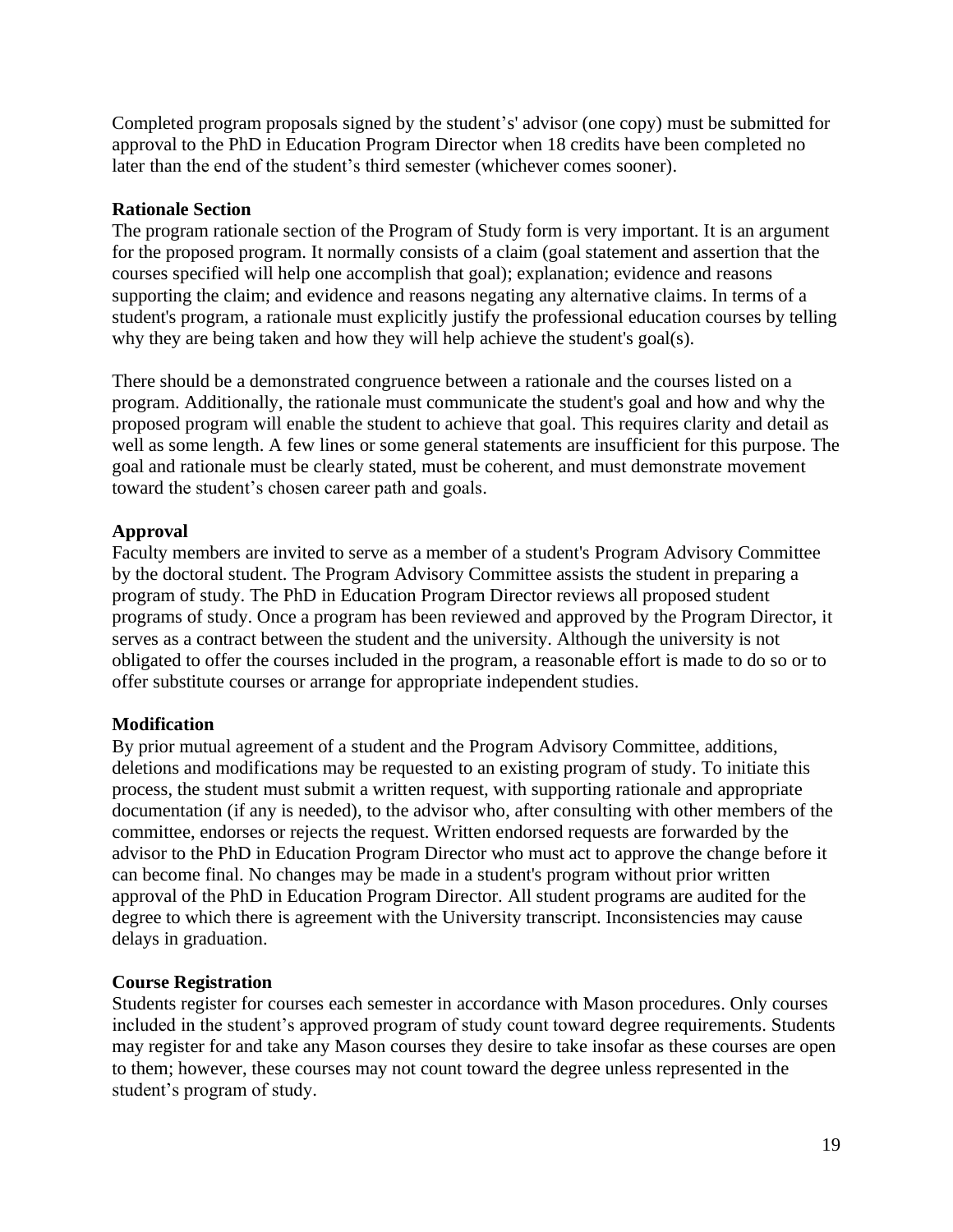Completed program proposals signed by the student's' advisor (one copy) must be submitted for approval to the PhD in Education Program Director when 18 credits have been completed no later than the end of the student's third semester (whichever comes sooner).

**Rationale Section**

The program rationale section of the Program of Study form is very important. It is an argument for the proposed program. It normally consists of a claim (goal statement and assertion that the courses specified will help one accomplish that goal); explanation; evidence and reasons supporting the claim; and evidence and reasons negating any alternative claims. In terms of a student's program, a rationale must explicitly justify the professional education courses by telling why they are being taken and how they will help achieve the student's goal(s).

There should be a demonstrated congruence between a rationale and the courses listed on a program. Additionally, the rationale must communicate the student's goal and how and why the proposed program will enable the student to achieve that goal. This requires clarity and detail as well as some length. A few lines or some general statements are insufficient for this purpose. The goal and rationale must be clearly stated, must be coherent, and must demonstrate movement toward the student's chosen career path and goals.

**Approval**

Faculty members are invited to serve as a member of a student's Program Advisory Committee by the doctoral student. The Program Advisory Committee assists the student in preparing a program of study. The PhD in Education Program Director reviews all proposed student programs of study. Once a program has been reviewed and approved by the Program Director, it serves as a contract between the student and the university. Although the university is not obligated to offer the courses included in the program, a reasonable effort is made to do so or to offer substitute courses or arrange for appropriate independent studies.

**Modification**

By prior mutual agreement of a student and the Program Advisory Committee, additions, deletions and modifications may be requested to an existing program of study. To initiate this process, the student must submit a written request, with supporting rationale and appropriate documentation (if any is needed), to the advisor who, after consulting with other members of the committee, endorses or rejects the request. Written endorsed requests are forwarded by the advisor to the PhD in Education Program Director who must act to approve the change before it can become final. No changes may be made in a student's program without prior written approval of the PhD in Education Program Director. All student programs are audited for the degree to which there is agreement with the University transcript. Inconsistencies may cause delays in graduation.

**Course Registration**

Students register for courses each semester in accordance with Mason procedures. Only courses included in the student's approved program of study count toward degree requirements. Students may register for and take any Mason courses they desire to take insofar as these courses are open to them; however, these courses may not count toward the degree unless represented in the student's program of study.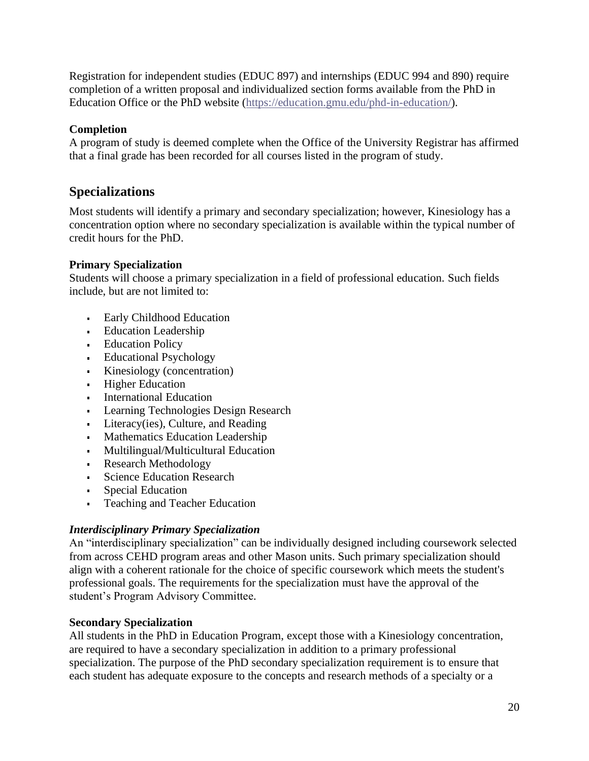Registration for independent studies (EDUC 897) and internships (EDUC 994 and 890) require completion of a written proposal and individualized section forms available from the PhD in Education Office or the PhD website ([https://education.gmu.edu/phd-in-education/](https://education.gmu.edu/phd-in-education/)).

### Completion

A program of study is deemed complete when the Office of the University Registrar has affirmed that a final grade has been recorded for all courses listed in the program of study.

## Specializations

Most students will identify a primary and secondary specialization; however, Kinesiology has a concentration option where no secondary specialization is available within the typical number of credit hours for the PhD.

### Primary Specialization

Students will choose a primary specialization in a field of professional education. Such fields include, but are not limited to:

- Early Childhood Education
- Education Leadership
- Education Policy
- Educational Psychology
- Kinesiology (concentration)
- Higher Education
- International Education
- Learning Technologies Design Research
- Literacy(ies), Culture, and Reading
- Mathematics Education Leadership
- Multilingual/Multicultural Education
- Research Methodology
- Science Education Research
- Special Education
- Teaching and Teacher Education

#### *Interdisciplinary Primary Specialization*

An "interdisciplinary specialization" can be individually designed including coursework selected from across CEHD program areas and other Mason units. Such primary specialization should align with a coherent rationale for the choice of specific coursework which meets the student's professional goals. The requirements for the specialization must have the approval of the student's Program Advisory Committee.

### Secondary Specialization

All students in the PhD in Education Program, except those with a Kinesiology concentration, are required to have a secondary specialization in addition to a primary professional specialization. The purpose of the PhD secondary specialization requirement is to ensure that each student has adequate exposure to the concepts and research methods of a specialty or a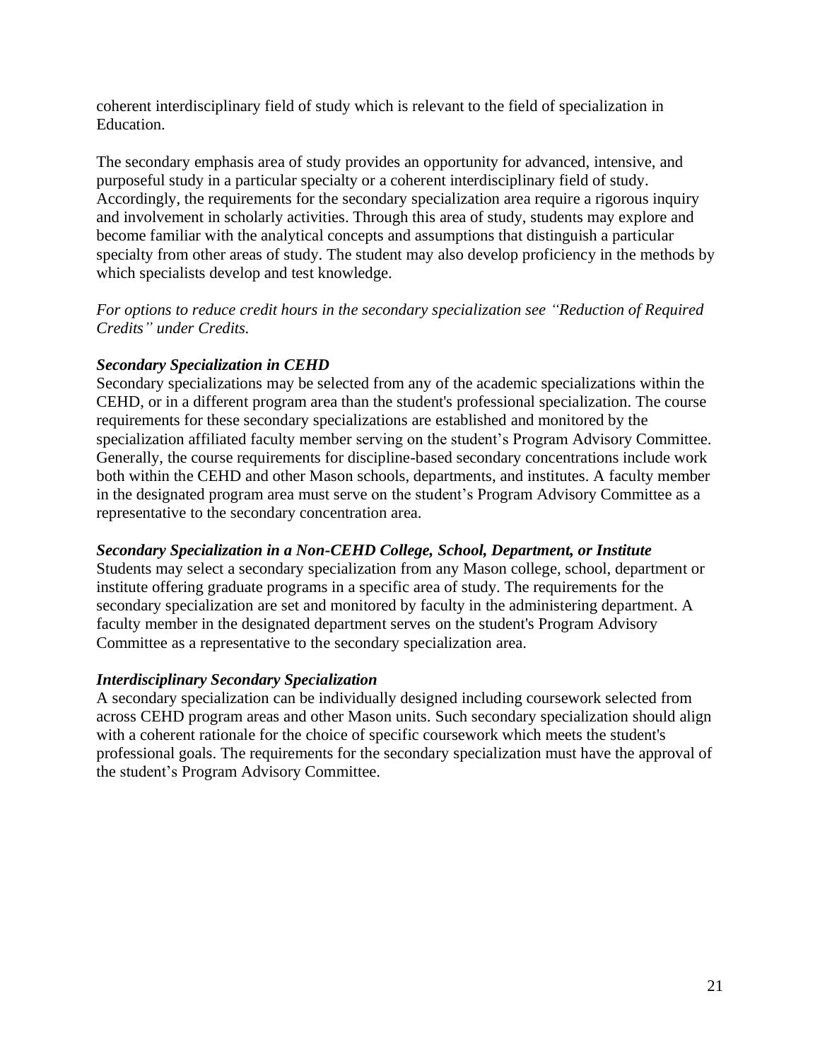coherent interdisciplinary field of study which is relevant to the field of specialization in Education.

The secondary emphasis area of study provides an opportunity for advanced, intensive, and purposeful study in a particular specialty or a coherent interdisciplinary field of study. Accordingly, the requirements for the secondary specialization area require a rigorous inquiry and involvement in scholarly activities. Through this area of study, students may explore and become familiar with the analytical concepts and assumptions that distinguish a particular specialty from other areas of study. The student may also develop proficiency in the methods by which specialists develop and test knowledge.

*For options to reduce credit hours in the secondary specialization see "Reduction of Required Credits" under Credits.*

***Secondary Specialization in CEHD***

Secondary specializations may be selected from any of the academic specializations within the CEHD, or in a different program area than the student's professional specialization. The course requirements for these secondary specializations are established and monitored by the specialization affiliated faculty member serving on the student's Program Advisory Committee. Generally, the course requirements for discipline-based secondary concentrations include work both within the CEHD and other Mason schools, departments, and institutes. A faculty member in the designated program area must serve on the student's Program Advisory Committee as a representative to the secondary concentration area.

***Secondary Specialization in a Non-CEHD College, School, Department, or Institute***

Students may select a secondary specialization from any Mason college, school, department or institute offering graduate programs in a specific area of study. The requirements for the secondary specialization are set and monitored by faculty in the administering department. A faculty member in the designated department serves on the student's Program Advisory Committee as a representative to the secondary specialization area.

***Interdisciplinary Secondary Specialization***

A secondary specialization can be individually designed including coursework selected from across CEHD program areas and other Mason units. Such secondary specialization should align with a coherent rationale for the choice of specific coursework which meets the student's professional goals. The requirements for the secondary specialization must have the approval of the student's Program Advisory Committee.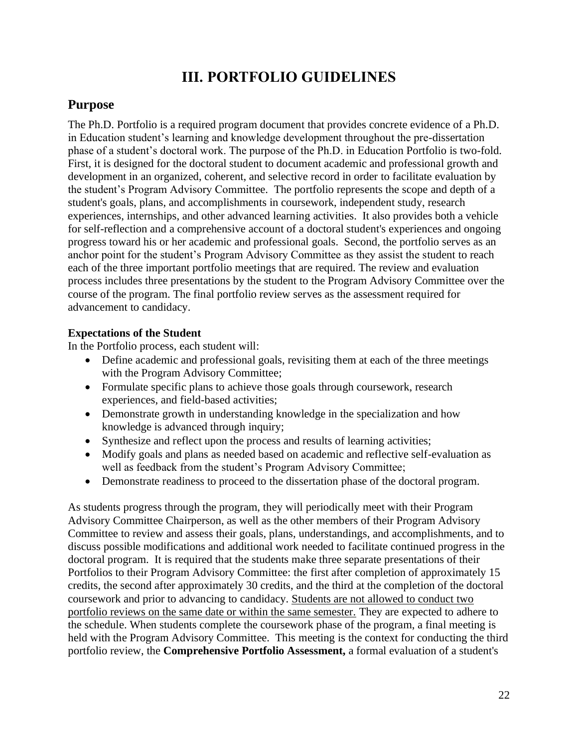# III. PORTFOLIO GUIDELINES

## Purpose

The Ph.D. Portfolio is a required program document that provides concrete evidence of a Ph.D. in Education student's learning and knowledge development throughout the pre-dissertation phase of a student's doctoral work. The purpose of the Ph.D. in Education Portfolio is two-fold. First, it is designed for the doctoral student to document academic and professional growth and development in an organized, coherent, and selective record in order to facilitate evaluation by the student's Program Advisory Committee. The portfolio represents the scope and depth of a student's goals, plans, and accomplishments in coursework, independent study, research experiences, internships, and other advanced learning activities. It also provides both a vehicle for self-reflection and a comprehensive account of a doctoral student's experiences and ongoing progress toward his or her academic and professional goals. Second, the portfolio serves as an anchor point for the student's Program Advisory Committee as they assist the student to reach each of the three important portfolio meetings that are required. The review and evaluation process includes three presentations by the student to the Program Advisory Committee over the course of the program. The final portfolio review serves as the assessment required for advancement to candidacy.

**Expectations of the Student**

In the Portfolio process, each student will:

- Define academic and professional goals, revisiting them at each of the three meetings with the Program Advisory Committee;
- Formulate specific plans to achieve those goals through coursework, research experiences, and field-based activities;
- Demonstrate growth in understanding knowledge in the specialization and how knowledge is advanced through inquiry;
- Synthesize and reflect upon the process and results of learning activities;
- Modify goals and plans as needed based on academic and reflective self-evaluation as well as feedback from the student's Program Advisory Committee;
- Demonstrate readiness to proceed to the dissertation phase of the doctoral program.

As students progress through the program, they will periodically meet with their Program Advisory Committee Chairperson, as well as the other members of their Program Advisory Committee to review and assess their goals, plans, understandings, and accomplishments, and to discuss possible modifications and additional work needed to facilitate continued progress in the doctoral program. It is required that the students make three separate presentations of their Portfolios to their Program Advisory Committee: the first after completion of approximately 15 credits, the second after approximately 30 credits, and the third at the completion of the doctoral coursework and prior to advancing to candidacy. <u>Students are not allowed to conduct two portfolio reviews on the same date or within the same semester.</u> They are expected to adhere to the schedule. When students complete the coursework phase of the program, a final meeting is held with the Program Advisory Committee. This meeting is the context for conducting the third portfolio review, the **Comprehensive Portfolio Assessment,** a formal evaluation of a student's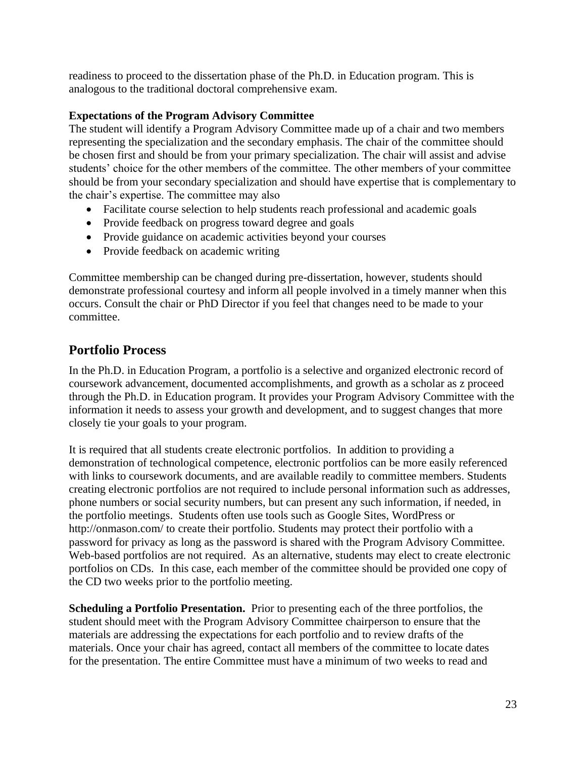readiness to proceed to the dissertation phase of the Ph.D. in Education program. This is analogous to the traditional doctoral comprehensive exam.

**Expectations of the Program Advisory Committee**

The student will identify a Program Advisory Committee made up of a chair and two members representing the specialization and the secondary emphasis. The chair of the committee should be chosen first and should be from your primary specialization. The chair will assist and advise students' choice for the other members of the committee. The other members of your committee should be from your secondary specialization and should have expertise that is complementary to the chair's expertise. The committee may also

- Facilitate course selection to help students reach professional and academic goals
- Provide feedback on progress toward degree and goals
- Provide guidance on academic activities beyond your courses
- Provide feedback on academic writing

Committee membership can be changed during pre-dissertation, however, students should demonstrate professional courtesy and inform all people involved in a timely manner when this occurs. Consult the chair or PhD Director if you feel that changes need to be made to your committee.

## Portfolio Process

In the Ph.D. in Education Program, a portfolio is a selective and organized electronic record of coursework advancement, documented accomplishments, and growth as a scholar as z proceed through the Ph.D. in Education program. It provides your Program Advisory Committee with the information it needs to assess your growth and development, and to suggest changes that more closely tie your goals to your program.

It is required that all students create electronic portfolios. In addition to providing a demonstration of technological competence, electronic portfolios can be more easily referenced with links to coursework documents, and are available readily to committee members. Students creating electronic portfolios are not required to include personal information such as addresses, phone numbers or social security numbers, but can present any such information, if needed, in the portfolio meetings. Students often use tools such as Google Sites, WordPress or http://onmason.com/ to create their portfolio. Students may protect their portfolio with a password for privacy as long as the password is shared with the Program Advisory Committee. Web-based portfolios are not required. As an alternative, students may elect to create electronic portfolios on CDs. In this case, each member of the committee should be provided one copy of the CD two weeks prior to the portfolio meeting.

**Scheduling a Portfolio Presentation.** Prior to presenting each of the three portfolios, the student should meet with the Program Advisory Committee chairperson to ensure that the materials are addressing the expectations for each portfolio and to review drafts of the materials. Once your chair has agreed, contact all members of the committee to locate dates for the presentation. The entire Committee must have a minimum of two weeks to read and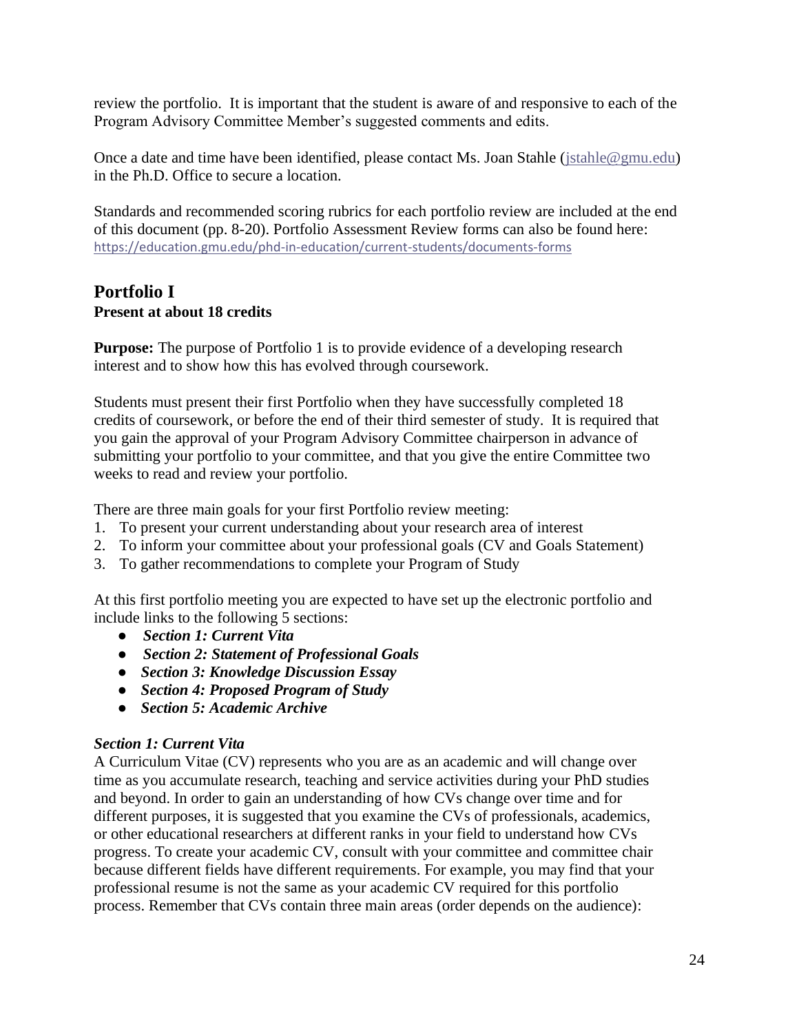review the portfolio. It is important that the student is aware of and responsive to each of the Program Advisory Committee Member's suggested comments and edits.

Once a date and time have been identified, please contact Ms. Joan Stahle (jstahle@gmu.edu) in the Ph.D. Office to secure a location.

Standards and recommended scoring rubrics for each portfolio review are included at the end of this document (pp. 8-20). Portfolio Assessment Review forms can also be found here: https://education.gmu.edu/phd-in-education/current-students/documents-forms

## Portfolio I

**Present at about 18 credits**

**Purpose:** The purpose of Portfolio 1 is to provide evidence of a developing research interest and to show how this has evolved through coursework.

Students must present their first Portfolio when they have successfully completed 18 credits of coursework, or before the end of their third semester of study. It is required that you gain the approval of your Program Advisory Committee chairperson in advance of submitting your portfolio to your committee, and that you give the entire Committee two weeks to read and review your portfolio.

There are three main goals for your first Portfolio review meeting:

1. To present your current understanding about your research area of interest
2. To inform your committee about your professional goals (CV and Goals Statement)
3. To gather recommendations to complete your Program of Study

At this first portfolio meeting you are expected to have set up the electronic portfolio and include links to the following 5 sections:

- ***Section 1: Current Vita***
- ***Section 2: Statement of Professional Goals***
- ***Section 3: Knowledge Discussion Essay***
- ***Section 4: Proposed Program of Study***
- ***Section 5: Academic Archive***

***Section 1: Current Vita***

A Curriculum Vitae (CV) represents who you are as an academic and will change over time as you accumulate research, teaching and service activities during your PhD studies and beyond. In order to gain an understanding of how CVs change over time and for different purposes, it is suggested that you examine the CVs of professionals, academics, or other educational researchers at different ranks in your field to understand how CVs progress. To create your academic CV, consult with your committee and committee chair because different fields have different requirements. For example, you may find that your professional resume is not the same as your academic CV required for this portfolio process. Remember that CVs contain three main areas (order depends on the audience):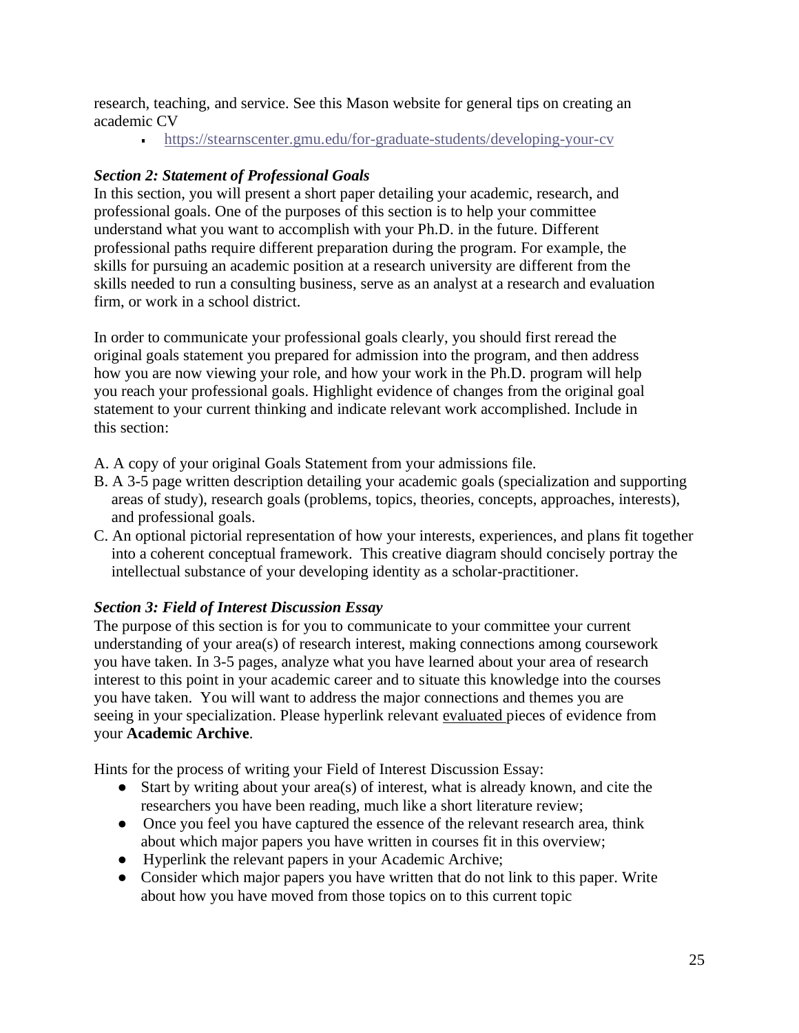research, teaching, and service. See this Mason website for general tips on creating an academic CV

- https://stearnscenter.gmu.edu/for-graduate-students/developing-your-cv

### *Section 2: Statement of Professional Goals*

In this section, you will present a short paper detailing your academic, research, and professional goals. One of the purposes of this section is to help your committee understand what you want to accomplish with your Ph.D. in the future. Different professional paths require different preparation during the program. For example, the skills for pursuing an academic position at a research university are different from the skills needed to run a consulting business, serve as an analyst at a research and evaluation firm, or work in a school district.

In order to communicate your professional goals clearly, you should first reread the original goals statement you prepared for admission into the program, and then address how you are now viewing your role, and how your work in the Ph.D. program will help you reach your professional goals. Highlight evidence of changes from the original goal statement to your current thinking and indicate relevant work accomplished. Include in this section:

A. A copy of your original Goals Statement from your admissions file.
B. A 3-5 page written description detailing your academic goals (specialization and supporting areas of study), research goals (problems, topics, theories, concepts, approaches, interests), and professional goals.
C. An optional pictorial representation of how your interests, experiences, and plans fit together into a coherent conceptual framework. This creative diagram should concisely portray the intellectual substance of your developing identity as a scholar-practitioner.

### *Section 3: Field of Interest Discussion Essay*

The purpose of this section is for you to communicate to your committee your current understanding of your area(s) of research interest, making connections among coursework you have taken. In 3-5 pages, analyze what you have learned about your area of research interest to this point in your academic career and to situate this knowledge into the courses you have taken. You will want to address the major connections and themes you are seeing in your specialization. Please hyperlink relevant <u>evaluated</u> pieces of evidence from your **Academic Archive**.

Hints for the process of writing your Field of Interest Discussion Essay:

- Start by writing about your area(s) of interest, what is already known, and cite the researchers you have been reading, much like a short literature review;
- Once you feel you have captured the essence of the relevant research area, think about which major papers you have written in courses fit in this overview;
- Hyperlink the relevant papers in your Academic Archive;
- Consider which major papers you have written that do not link to this paper. Write about how you have moved from those topics on to this current topic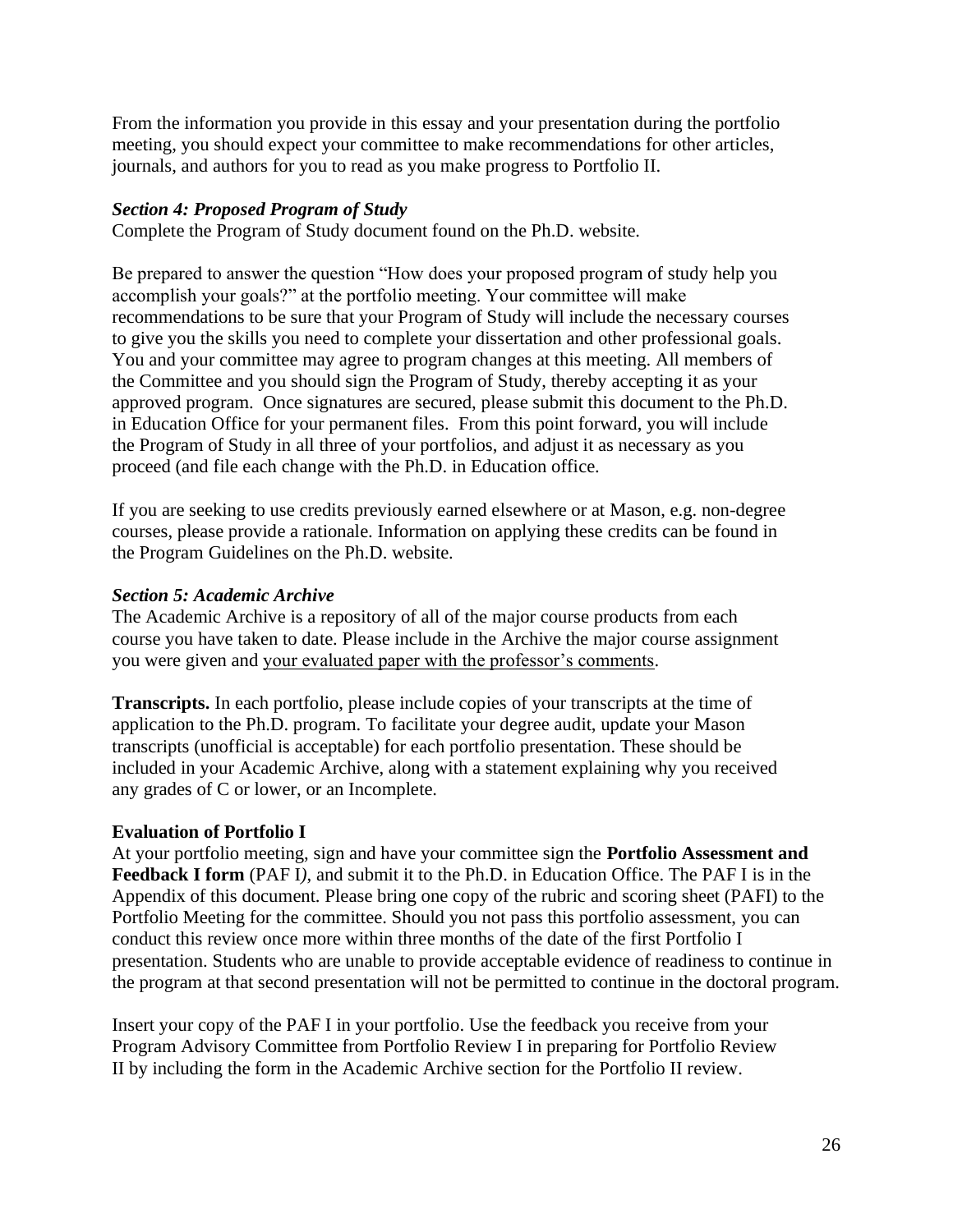From the information you provide in this essay and your presentation during the portfolio meeting, you should expect your committee to make recommendations for other articles, journals, and authors for you to read as you make progress to Portfolio II.

***Section 4: Proposed Program of Study***

Complete the Program of Study document found on the Ph.D. website.

Be prepared to answer the question "How does your proposed program of study help you accomplish your goals?" at the portfolio meeting. Your committee will make recommendations to be sure that your Program of Study will include the necessary courses to give you the skills you need to complete your dissertation and other professional goals. You and your committee may agree to program changes at this meeting. All members of the Committee and you should sign the Program of Study, thereby accepting it as your approved program. Once signatures are secured, please submit this document to the Ph.D. in Education Office for your permanent files. From this point forward, you will include the Program of Study in all three of your portfolios, and adjust it as necessary as you proceed (and file each change with the Ph.D. in Education office.

If you are seeking to use credits previously earned elsewhere or at Mason, e.g. non-degree courses, please provide a rationale. Information on applying these credits can be found in the Program Guidelines on the Ph.D. website.

***Section 5: Academic Archive***

The Academic Archive is a repository of all of the major course products from each course you have taken to date. Please include in the Archive the major course assignment you were given and your evaluated paper with the professor's comments.

**Transcripts.** In each portfolio, please include copies of your transcripts at the time of application to the Ph.D. program. To facilitate your degree audit, update your Mason transcripts (unofficial is acceptable) for each portfolio presentation. These should be included in your Academic Archive, along with a statement explaining why you received any grades of C or lower, or an Incomplete.

**Evaluation of Portfolio I**

At your portfolio meeting, sign and have your committee sign the **Portfolio Assessment and Feedback I form** (PAF I), and submit it to the Ph.D. in Education Office. The PAF I is in the Appendix of this document. Please bring one copy of the rubric and scoring sheet (PAFI) to the Portfolio Meeting for the committee. Should you not pass this portfolio assessment, you can conduct this review once more within three months of the date of the first Portfolio I presentation. Students who are unable to provide acceptable evidence of readiness to continue in the program at that second presentation will not be permitted to continue in the doctoral program.

Insert your copy of the PAF I in your portfolio. Use the feedback you receive from your Program Advisory Committee from Portfolio Review I in preparing for Portfolio Review II by including the form in the Academic Archive section for the Portfolio II review.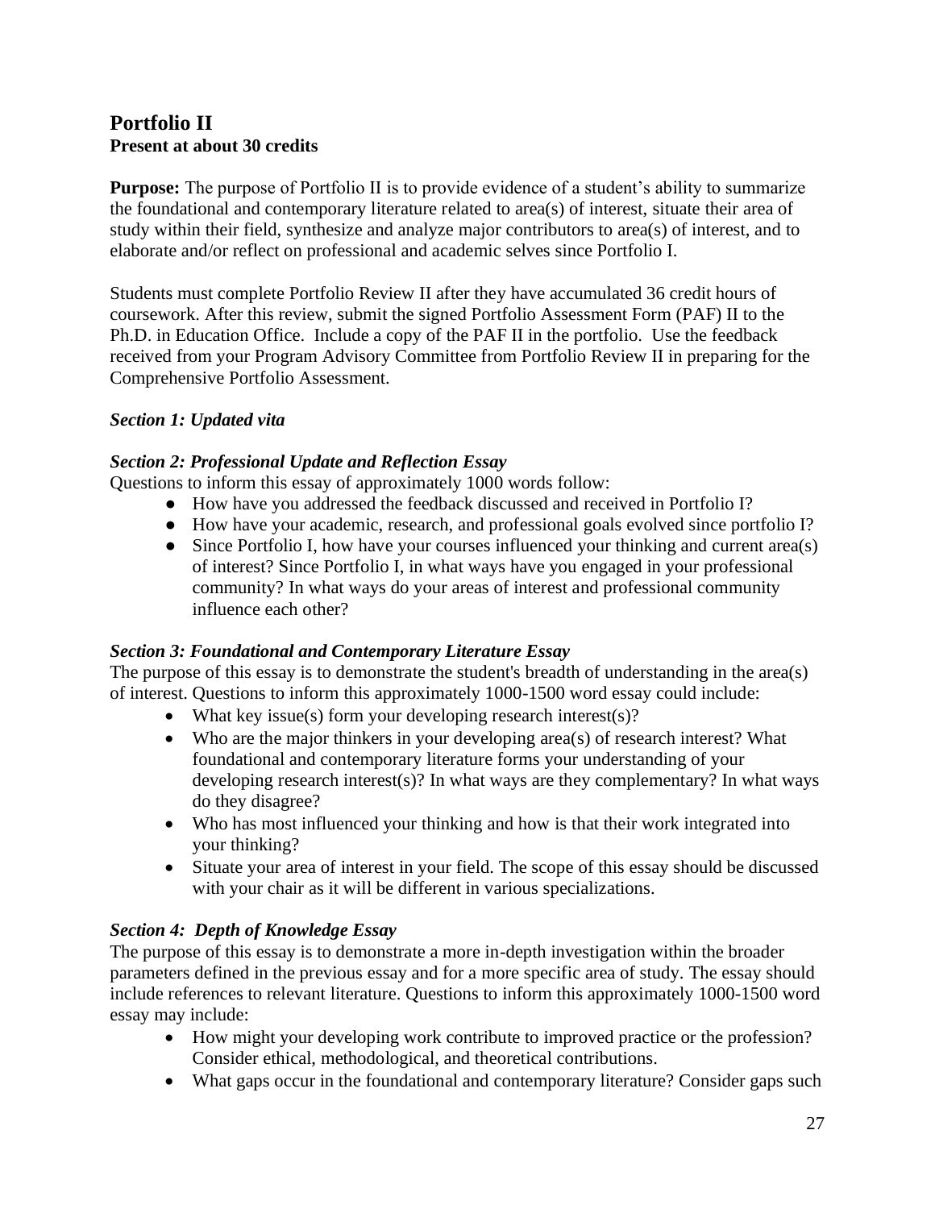## Portfolio II
**Present at about 30 credits**

**Purpose:** The purpose of Portfolio II is to provide evidence of a student's ability to summarize the foundational and contemporary literature related to area(s) of interest, situate their area of study within their field, synthesize and analyze major contributors to area(s) of interest, and to elaborate and/or reflect on professional and academic selves since Portfolio I.

Students must complete Portfolio Review II after they have accumulated 36 credit hours of coursework. After this review, submit the signed Portfolio Assessment Form (PAF) II to the Ph.D. in Education Office. Include a copy of the PAF II in the portfolio. Use the feedback received from your Program Advisory Committee from Portfolio Review II in preparing for the Comprehensive Portfolio Assessment.

### *Section 1: Updated vita*

### *Section 2: Professional Update and Reflection Essay*

Questions to inform this essay of approximately 1000 words follow:

- How have you addressed the feedback discussed and received in Portfolio I?
- How have your academic, research, and professional goals evolved since portfolio I?
- Since Portfolio I, how have your courses influenced your thinking and current area(s) of interest? Since Portfolio I, in what ways have you engaged in your professional community? In what ways do your areas of interest and professional community influence each other?

### *Section 3: Foundational and Contemporary Literature Essay*

The purpose of this essay is to demonstrate the student's breadth of understanding in the area(s) of interest. Questions to inform this approximately 1000-1500 word essay could include:

- What key issue(s) form your developing research interest(s)?
- Who are the major thinkers in your developing area(s) of research interest? What foundational and contemporary literature forms your understanding of your developing research interest(s)? In what ways are they complementary? In what ways do they disagree?
- Who has most influenced your thinking and how is that their work integrated into your thinking?
- Situate your area of interest in your field. The scope of this essay should be discussed with your chair as it will be different in various specializations.

### *Section 4: Depth of Knowledge Essay*

The purpose of this essay is to demonstrate a more in-depth investigation within the broader parameters defined in the previous essay and for a more specific area of study. The essay should include references to relevant literature. Questions to inform this approximately 1000-1500 word essay may include:

- How might your developing work contribute to improved practice or the profession? Consider ethical, methodological, and theoretical contributions.
- What gaps occur in the foundational and contemporary literature? Consider gaps such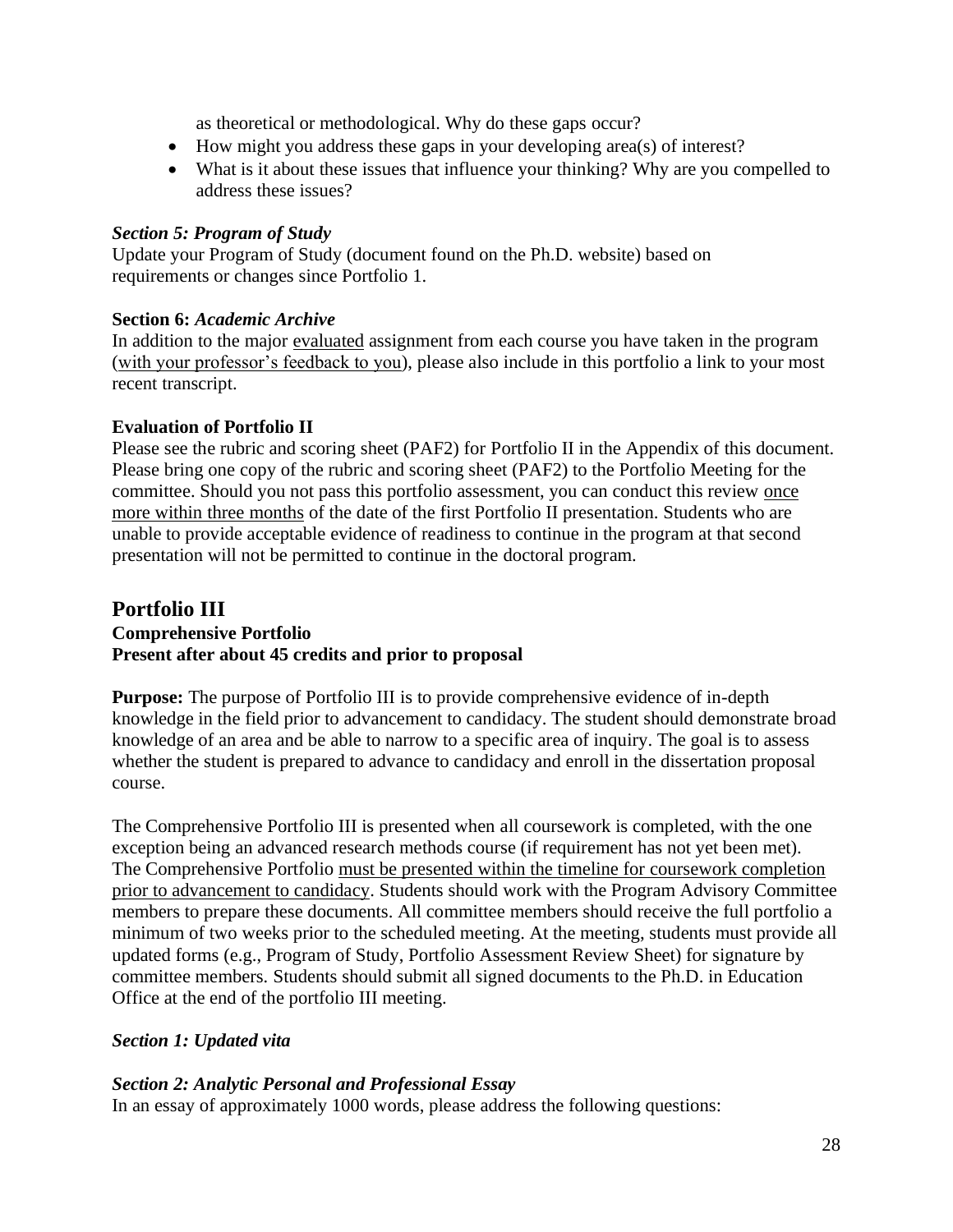as theoretical or methodological. Why do these gaps occur?

- How might you address these gaps in your developing area(s) of interest?
- What is it about these issues that influence your thinking? Why are you compelled to address these issues?

### *Section 5: Program of Study*

Update your Program of Study (document found on the Ph.D. website) based on requirements or changes since Portfolio 1.

### **Section 6:** *Academic Archive*

In addition to the major <u>evaluated</u> assignment from each course you have taken in the program (<u>with your professor's feedback to you</u>), please also include in this portfolio a link to your most recent transcript.

### **Evaluation of Portfolio II**

Please see the rubric and scoring sheet (PAF2) for Portfolio II in the Appendix of this document. Please bring one copy of the rubric and scoring sheet (PAF2) to the Portfolio Meeting for the committee. Should you not pass this portfolio assessment, you can conduct this review <u>once more within three months</u> of the date of the first Portfolio II presentation. Students who are unable to provide acceptable evidence of readiness to continue in the program at that second presentation will not be permitted to continue in the doctoral program.

## Portfolio III

**Comprehensive Portfolio**
**Present after about 45 credits and prior to proposal**

**Purpose:** The purpose of Portfolio III is to provide comprehensive evidence of in-depth knowledge in the field prior to advancement to candidacy. The student should demonstrate broad knowledge of an area and be able to narrow to a specific area of inquiry. The goal is to assess whether the student is prepared to advance to candidacy and enroll in the dissertation proposal course.

The Comprehensive Portfolio III is presented when all coursework is completed, with the one exception being an advanced research methods course (if requirement has not yet been met). The Comprehensive Portfolio <u>must be presented within the timeline for coursework completion prior to advancement to candidacy</u>. Students should work with the Program Advisory Committee members to prepare these documents. All committee members should receive the full portfolio a minimum of two weeks prior to the scheduled meeting. At the meeting, students must provide all updated forms (e.g., Program of Study, Portfolio Assessment Review Sheet) for signature by committee members. Students should submit all signed documents to the Ph.D. in Education Office at the end of the portfolio III meeting.

### *Section 1: Updated vita*

### *Section 2: Analytic Personal and Professional Essay*

In an essay of approximately 1000 words, please address the following questions: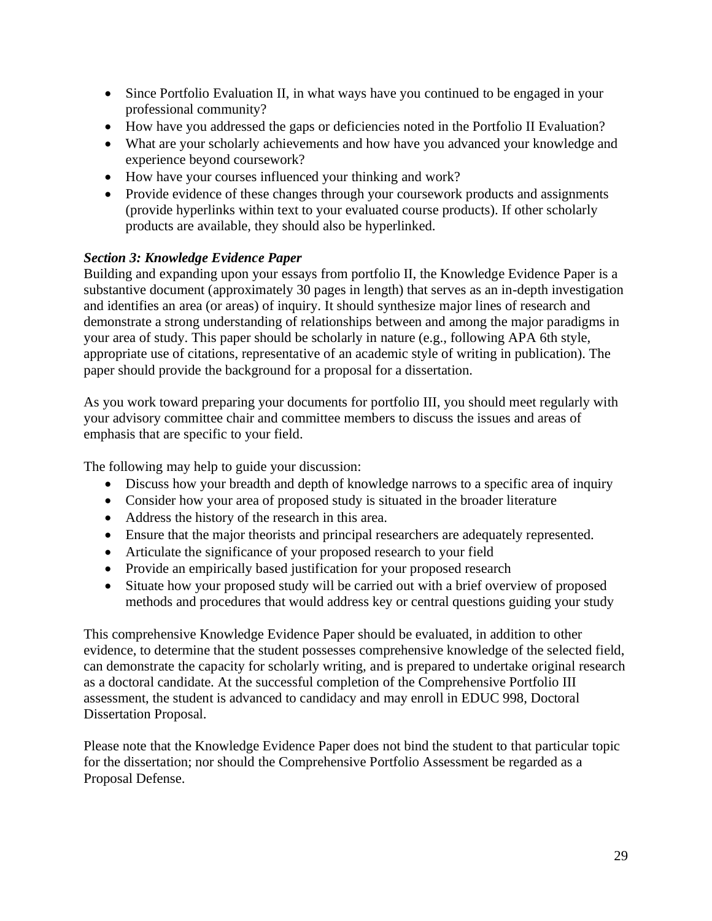- Since Portfolio Evaluation II, in what ways have you continued to be engaged in your professional community?
- How have you addressed the gaps or deficiencies noted in the Portfolio II Evaluation?
- What are your scholarly achievements and how have you advanced your knowledge and experience beyond coursework?
- How have your courses influenced your thinking and work?
- Provide evidence of these changes through your coursework products and assignments (provide hyperlinks within text to your evaluated course products). If other scholarly products are available, they should also be hyperlinked.

***Section 3: Knowledge Evidence Paper***

Building and expanding upon your essays from portfolio II, the Knowledge Evidence Paper is a substantive document (approximately 30 pages in length) that serves as an in-depth investigation and identifies an area (or areas) of inquiry. It should synthesize major lines of research and demonstrate a strong understanding of relationships between and among the major paradigms in your area of study. This paper should be scholarly in nature (e.g., following APA 6th style, appropriate use of citations, representative of an academic style of writing in publication). The paper should provide the background for a proposal for a dissertation.

As you work toward preparing your documents for portfolio III, you should meet regularly with your advisory committee chair and committee members to discuss the issues and areas of emphasis that are specific to your field.

The following may help to guide your discussion:

- Discuss how your breadth and depth of knowledge narrows to a specific area of inquiry
- Consider how your area of proposed study is situated in the broader literature
- Address the history of the research in this area.
- Ensure that the major theorists and principal researchers are adequately represented.
- Articulate the significance of your proposed research to your field
- Provide an empirically based justification for your proposed research
- Situate how your proposed study will be carried out with a brief overview of proposed methods and procedures that would address key or central questions guiding your study

This comprehensive Knowledge Evidence Paper should be evaluated, in addition to other evidence, to determine that the student possesses comprehensive knowledge of the selected field, can demonstrate the capacity for scholarly writing, and is prepared to undertake original research as a doctoral candidate. At the successful completion of the Comprehensive Portfolio III assessment, the student is advanced to candidacy and may enroll in EDUC 998, Doctoral Dissertation Proposal.

Please note that the Knowledge Evidence Paper does not bind the student to that particular topic for the dissertation; nor should the Comprehensive Portfolio Assessment be regarded as a Proposal Defense.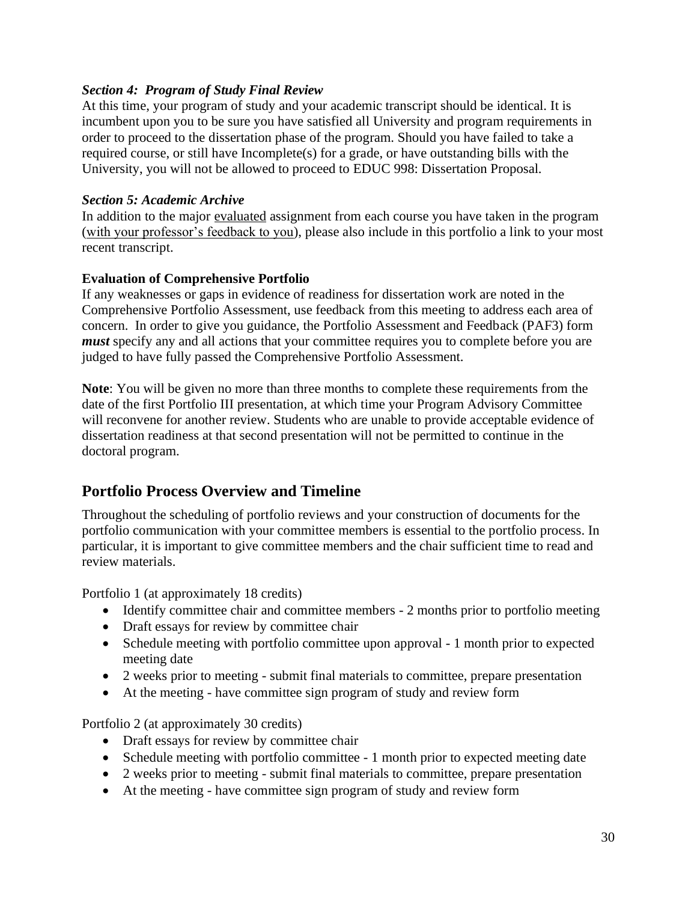***Section 4: Program of Study Final Review***

At this time, your program of study and your academic transcript should be identical. It is incumbent upon you to be sure you have satisfied all University and program requirements in order to proceed to the dissertation phase of the program. Should you have failed to take a required course, or still have Incomplete(s) for a grade, or have outstanding bills with the University, you will not be allowed to proceed to EDUC 998: Dissertation Proposal.

***Section 5: Academic Archive***

In addition to the major <u>evaluated</u> assignment from each course you have taken in the program (<u>with your professor's feedback to you</u>), please also include in this portfolio a link to your most recent transcript.

**Evaluation of Comprehensive Portfolio**

If any weaknesses or gaps in evidence of readiness for dissertation work are noted in the Comprehensive Portfolio Assessment, use feedback from this meeting to address each area of concern. In order to give you guidance, the Portfolio Assessment and Feedback (PAF3) form ***must*** specify any and all actions that your committee requires you to complete before you are judged to have fully passed the Comprehensive Portfolio Assessment.

**Note**: You will be given no more than three months to complete these requirements from the date of the first Portfolio III presentation, at which time your Program Advisory Committee will reconvene for another review. Students who are unable to provide acceptable evidence of dissertation readiness at that second presentation will not be permitted to continue in the doctoral program.

## Portfolio Process Overview and Timeline

Throughout the scheduling of portfolio reviews and your construction of documents for the portfolio communication with your committee members is essential to the portfolio process. In particular, it is important to give committee members and the chair sufficient time to read and review materials.

Portfolio 1 (at approximately 18 credits)

- Identify committee chair and committee members - 2 months prior to portfolio meeting
- Draft essays for review by committee chair
- Schedule meeting with portfolio committee upon approval - 1 month prior to expected meeting date
- 2 weeks prior to meeting - submit final materials to committee, prepare presentation
- At the meeting - have committee sign program of study and review form

Portfolio 2 (at approximately 30 credits)

- Draft essays for review by committee chair
- Schedule meeting with portfolio committee - 1 month prior to expected meeting date
- 2 weeks prior to meeting - submit final materials to committee, prepare presentation
- At the meeting - have committee sign program of study and review form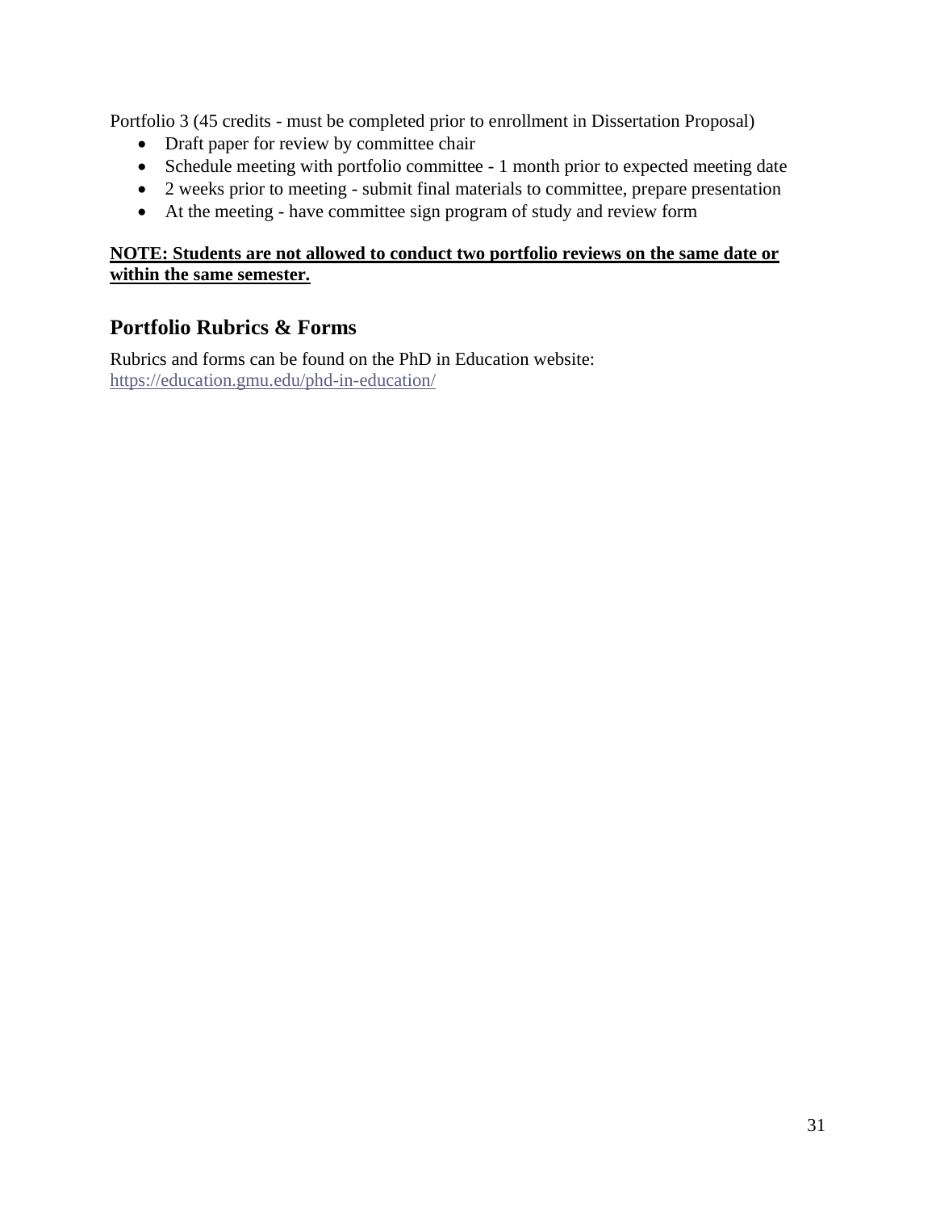Portfolio 3 (45 credits - must be completed prior to enrollment in Dissertation Proposal)

- Draft paper for review by committee chair
- Schedule meeting with portfolio committee - 1 month prior to expected meeting date
- 2 weeks prior to meeting - submit final materials to committee, prepare presentation
- At the meeting - have committee sign program of study and review form

**NOTE: Students are not allowed to conduct two portfolio reviews on the same date or within the same semester.**

## Portfolio Rubrics & Forms

Rubrics and forms can be found on the PhD in Education website:
https://education.gmu.edu/phd-in-education/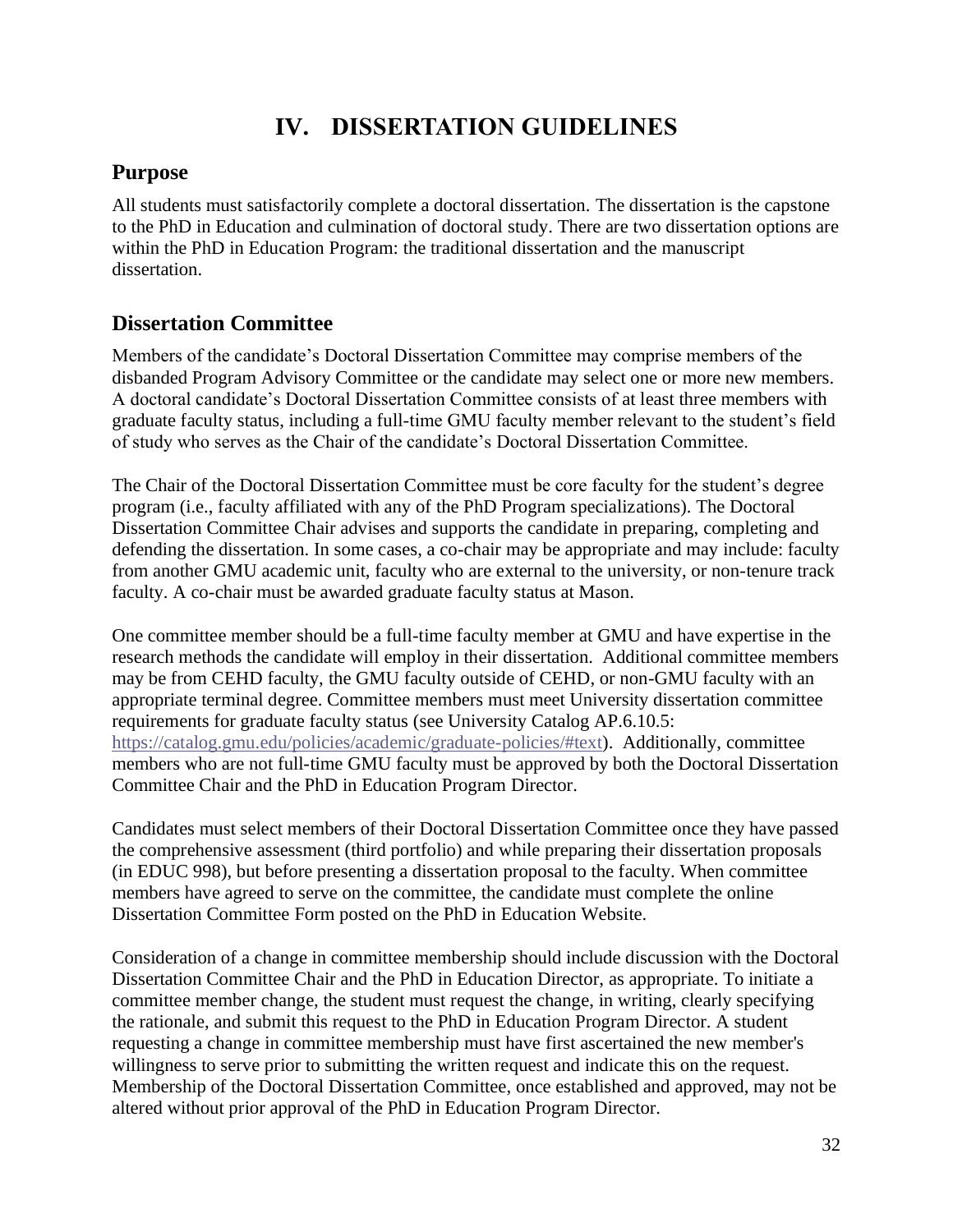# IV. DISSERTATION GUIDELINES

## Purpose

All students must satisfactorily complete a doctoral dissertation. The dissertation is the capstone to the PhD in Education and culmination of doctoral study. There are two dissertation options are within the PhD in Education Program: the traditional dissertation and the manuscript dissertation.

## Dissertation Committee

Members of the candidate's Doctoral Dissertation Committee may comprise members of the disbanded Program Advisory Committee or the candidate may select one or more new members. A doctoral candidate's Doctoral Dissertation Committee consists of at least three members with graduate faculty status, including a full-time GMU faculty member relevant to the student's field of study who serves as the Chair of the candidate's Doctoral Dissertation Committee.

The Chair of the Doctoral Dissertation Committee must be core faculty for the student's degree program (i.e., faculty affiliated with any of the PhD Program specializations). The Doctoral Dissertation Committee Chair advises and supports the candidate in preparing, completing and defending the dissertation. In some cases, a co-chair may be appropriate and may include: faculty from another GMU academic unit, faculty who are external to the university, or non-tenure track faculty. A co-chair must be awarded graduate faculty status at Mason.

One committee member should be a full-time faculty member at GMU and have expertise in the research methods the candidate will employ in their dissertation. Additional committee members may be from CEHD faculty, the GMU faculty outside of CEHD, or non-GMU faculty with an appropriate terminal degree. Committee members must meet University dissertation committee requirements for graduate faculty status (see University Catalog AP.6.10.5: https://catalog.gmu.edu/policies/academic/graduate-policies/#text). Additionally, committee members who are not full-time GMU faculty must be approved by both the Doctoral Dissertation Committee Chair and the PhD in Education Program Director.

Candidates must select members of their Doctoral Dissertation Committee once they have passed the comprehensive assessment (third portfolio) and while preparing their dissertation proposals (in EDUC 998), but before presenting a dissertation proposal to the faculty. When committee members have agreed to serve on the committee, the candidate must complete the online Dissertation Committee Form posted on the PhD in Education Website.

Consideration of a change in committee membership should include discussion with the Doctoral Dissertation Committee Chair and the PhD in Education Director, as appropriate. To initiate a committee member change, the student must request the change, in writing, clearly specifying the rationale, and submit this request to the PhD in Education Program Director. A student requesting a change in committee membership must have first ascertained the new member's willingness to serve prior to submitting the written request and indicate this on the request. Membership of the Doctoral Dissertation Committee, once established and approved, may not be altered without prior approval of the PhD in Education Program Director.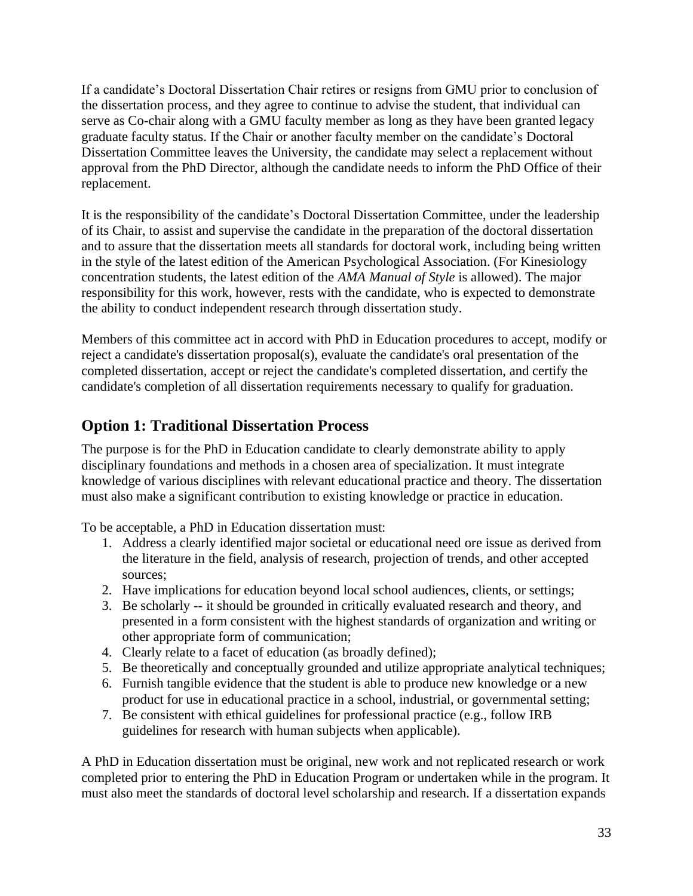If a candidate's Doctoral Dissertation Chair retires or resigns from GMU prior to conclusion of the dissertation process, and they agree to continue to advise the student, that individual can serve as Co-chair along with a GMU faculty member as long as they have been granted legacy graduate faculty status. If the Chair or another faculty member on the candidate's Doctoral Dissertation Committee leaves the University, the candidate may select a replacement without approval from the PhD Director, although the candidate needs to inform the PhD Office of their replacement.

It is the responsibility of the candidate's Doctoral Dissertation Committee, under the leadership of its Chair, to assist and supervise the candidate in the preparation of the doctoral dissertation and to assure that the dissertation meets all standards for doctoral work, including being written in the style of the latest edition of the American Psychological Association. (For Kinesiology concentration students, the latest edition of the *AMA Manual of Style* is allowed). The major responsibility for this work, however, rests with the candidate, who is expected to demonstrate the ability to conduct independent research through dissertation study.

Members of this committee act in accord with PhD in Education procedures to accept, modify or reject a candidate's dissertation proposal(s), evaluate the candidate's oral presentation of the completed dissertation, accept or reject the candidate's completed dissertation, and certify the candidate's completion of all dissertation requirements necessary to qualify for graduation.

## Option 1: Traditional Dissertation Process

The purpose is for the PhD in Education candidate to clearly demonstrate ability to apply disciplinary foundations and methods in a chosen area of specialization. It must integrate knowledge of various disciplines with relevant educational practice and theory. The dissertation must also make a significant contribution to existing knowledge or practice in education.

To be acceptable, a PhD in Education dissertation must:

1. Address a clearly identified major societal or educational need ore issue as derived from the literature in the field, analysis of research, projection of trends, and other accepted sources;
2. Have implications for education beyond local school audiences, clients, or settings;
3. Be scholarly -- it should be grounded in critically evaluated research and theory, and presented in a form consistent with the highest standards of organization and writing or other appropriate form of communication;
4. Clearly relate to a facet of education (as broadly defined);
5. Be theoretically and conceptually grounded and utilize appropriate analytical techniques;
6. Furnish tangible evidence that the student is able to produce new knowledge or a new product for use in educational practice in a school, industrial, or governmental setting;
7. Be consistent with ethical guidelines for professional practice (e.g., follow IRB guidelines for research with human subjects when applicable).

A PhD in Education dissertation must be original, new work and not replicated research or work completed prior to entering the PhD in Education Program or undertaken while in the program. It must also meet the standards of doctoral level scholarship and research. If a dissertation expands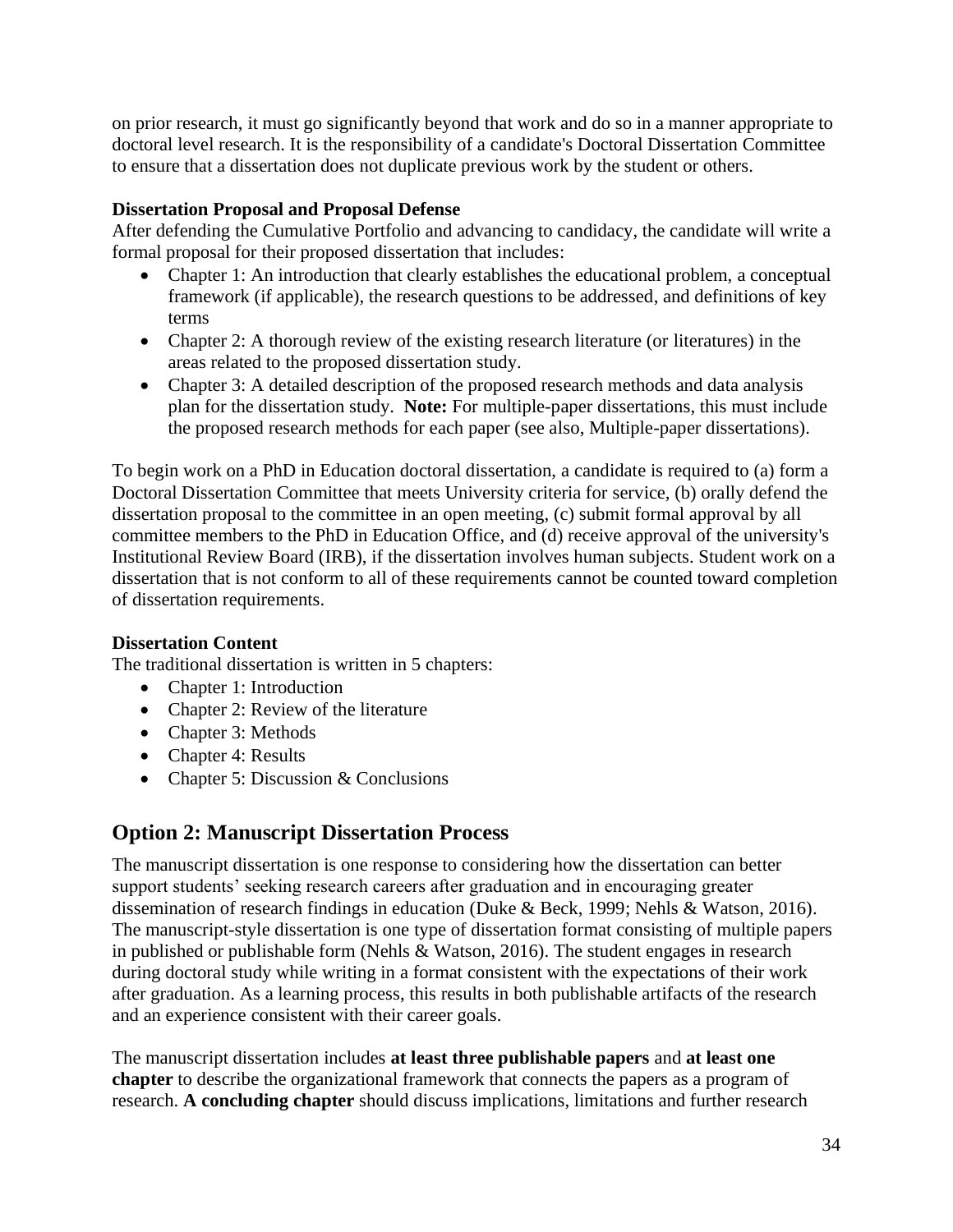on prior research, it must go significantly beyond that work and do so in a manner appropriate to doctoral level research. It is the responsibility of a candidate's Doctoral Dissertation Committee to ensure that a dissertation does not duplicate previous work by the student or others.

**Dissertation Proposal and Proposal Defense**

After defending the Cumulative Portfolio and advancing to candidacy, the candidate will write a formal proposal for their proposed dissertation that includes:

- Chapter 1: An introduction that clearly establishes the educational problem, a conceptual framework (if applicable), the research questions to be addressed, and definitions of key terms
- Chapter 2: A thorough review of the existing research literature (or literatures) in the areas related to the proposed dissertation study.
- Chapter 3: A detailed description of the proposed research methods and data analysis plan for the dissertation study. **Note:** For multiple-paper dissertations, this must include the proposed research methods for each paper (see also, Multiple-paper dissertations).

To begin work on a PhD in Education doctoral dissertation, a candidate is required to (a) form a Doctoral Dissertation Committee that meets University criteria for service, (b) orally defend the dissertation proposal to the committee in an open meeting, (c) submit formal approval by all committee members to the PhD in Education Office, and (d) receive approval of the university's Institutional Review Board (IRB), if the dissertation involves human subjects. Student work on a dissertation that is not conform to all of these requirements cannot be counted toward completion of dissertation requirements.

**Dissertation Content**

The traditional dissertation is written in 5 chapters:

- Chapter 1: Introduction
- Chapter 2: Review of the literature
- Chapter 3: Methods
- Chapter 4: Results
- Chapter 5: Discussion & Conclusions

## Option 2: Manuscript Dissertation Process

The manuscript dissertation is one response to considering how the dissertation can better support students' seeking research careers after graduation and in encouraging greater dissemination of research findings in education (Duke & Beck, 1999; Nehls & Watson, 2016). The manuscript-style dissertation is one type of dissertation format consisting of multiple papers in published or publishable form (Nehls & Watson, 2016). The student engages in research during doctoral study while writing in a format consistent with the expectations of their work after graduation. As a learning process, this results in both publishable artifacts of the research and an experience consistent with their career goals.

The manuscript dissertation includes **at least three publishable papers** and **at least one chapter** to describe the organizational framework that connects the papers as a program of research. **A concluding chapter** should discuss implications, limitations and further research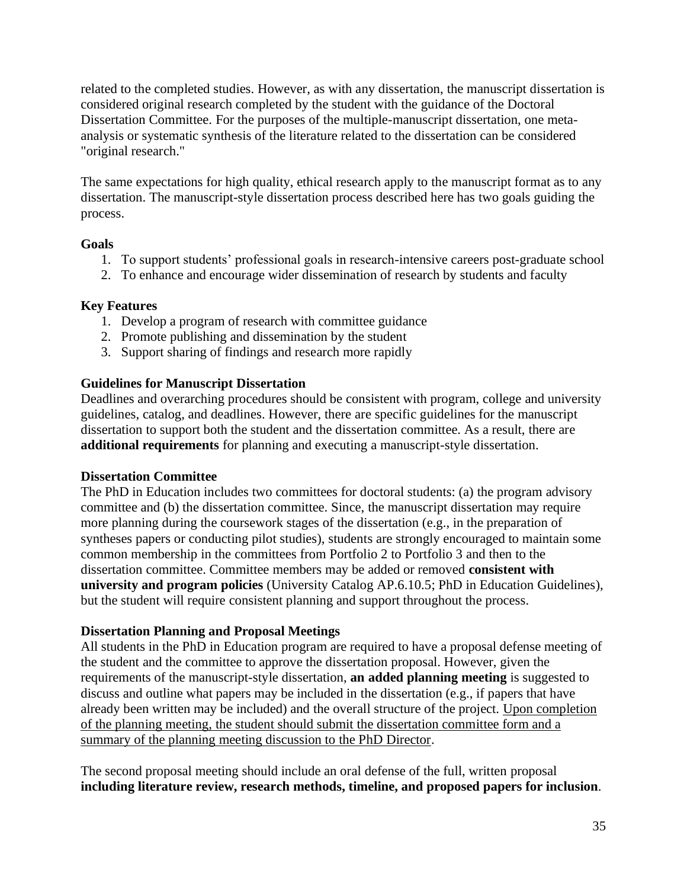related to the completed studies. However, as with any dissertation, the manuscript dissertation is considered original research completed by the student with the guidance of the Doctoral Dissertation Committee. For the purposes of the multiple-manuscript dissertation, one meta-analysis or systematic synthesis of the literature related to the dissertation can be considered "original research."

The same expectations for high quality, ethical research apply to the manuscript format as to any dissertation. The manuscript-style dissertation process described here has two goals guiding the process.

**Goals**

1. To support students' professional goals in research-intensive careers post-graduate school
2. To enhance and encourage wider dissemination of research by students and faculty

**Key Features**

1. Develop a program of research with committee guidance
2. Promote publishing and dissemination by the student
3. Support sharing of findings and research more rapidly

**Guidelines for Manuscript Dissertation**

Deadlines and overarching procedures should be consistent with program, college and university guidelines, catalog, and deadlines. However, there are specific guidelines for the manuscript dissertation to support both the student and the dissertation committee. As a result, there are **additional requirements** for planning and executing a manuscript-style dissertation.

**Dissertation Committee**

The PhD in Education includes two committees for doctoral students: (a) the program advisory committee and (b) the dissertation committee. Since, the manuscript dissertation may require more planning during the coursework stages of the dissertation (e.g., in the preparation of syntheses papers or conducting pilot studies), students are strongly encouraged to maintain some common membership in the committees from Portfolio 2 to Portfolio 3 and then to the dissertation committee. Committee members may be added or removed **consistent with university and program policies** (University Catalog AP.6.10.5; PhD in Education Guidelines), but the student will require consistent planning and support throughout the process.

**Dissertation Planning and Proposal Meetings**

All students in the PhD in Education program are required to have a proposal defense meeting of the student and the committee to approve the dissertation proposal. However, given the requirements of the manuscript-style dissertation, **an added planning meeting** is suggested to discuss and outline what papers may be included in the dissertation (e.g., if papers that have already been written may be included) and the overall structure of the project. Upon completion of the planning meeting, the student should submit the dissertation committee form and a summary of the planning meeting discussion to the PhD Director.

The second proposal meeting should include an oral defense of the full, written proposal **including literature review, research methods, timeline, and proposed papers for inclusion**.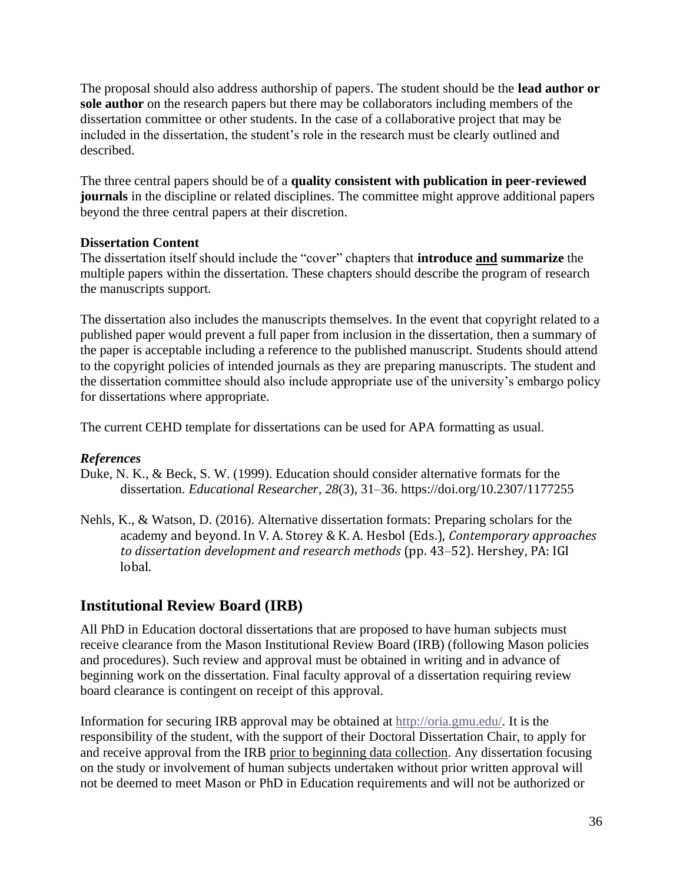The proposal should also address authorship of papers. The student should be the **lead author or sole author** on the research papers but there may be collaborators including members of the dissertation committee or other students. In the case of a collaborative project that may be included in the dissertation, the student's role in the research must be clearly outlined and described.

The three central papers should be of a **quality consistent with publication in peer-reviewed journals** in the discipline or related disciplines. The committee might approve additional papers beyond the three central papers at their discretion.

**Dissertation Content**

The dissertation itself should include the "cover" chapters that **introduce <u>and</u> summarize** the multiple papers within the dissertation. These chapters should describe the program of research the manuscripts support.

The dissertation also includes the manuscripts themselves. In the event that copyright related to a published paper would prevent a full paper from inclusion in the dissertation, then a summary of the paper is acceptable including a reference to the published manuscript. Students should attend to the copyright policies of intended journals as they are preparing manuscripts. The student and the dissertation committee should also include appropriate use of the university's embargo policy for dissertations where appropriate.

The current CEHD template for dissertations can be used for APA formatting as usual.

***References***

Duke, N. K., & Beck, S. W. (1999). Education should consider alternative formats for the dissertation. *Educational Researcher*, *28*(3), 31–36. https://doi.org/10.2307/1177255

Nehls, K., & Watson, D. (2016). Alternative dissertation formats: Preparing scholars for the academy and beyond. In V. A. Storey & K. A. Hesbol (Eds.), *Contemporary approaches to dissertation development and research methods* (pp. 43–52). Hershey, PA: IGI lobal.

## Institutional Review Board (IRB)

All PhD in Education doctoral dissertations that are proposed to have human subjects must receive clearance from the Mason Institutional Review Board (IRB) (following Mason policies and procedures). Such review and approval must be obtained in writing and in advance of beginning work on the dissertation. Final faculty approval of a dissertation requiring review board clearance is contingent on receipt of this approval.

Information for securing IRB approval may be obtained at http://oria.gmu.edu/. It is the responsibility of the student, with the support of their Doctoral Dissertation Chair, to apply for and receive approval from the IRB <u>prior to beginning data collection</u>. Any dissertation focusing on the study or involvement of human subjects undertaken without prior written approval will not be deemed to meet Mason or PhD in Education requirements and will not be authorized or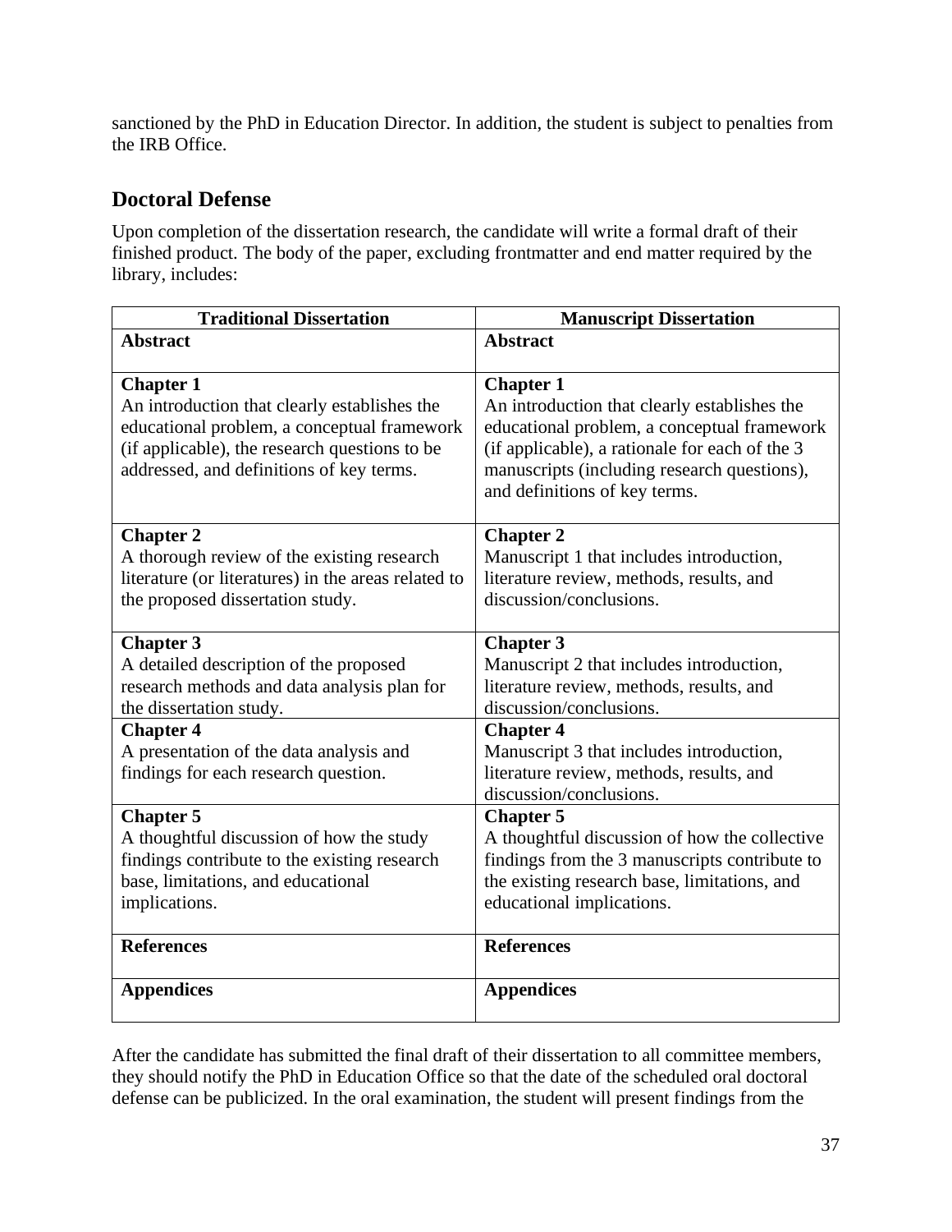sanctioned by the PhD in Education Director. In addition, the student is subject to penalties from the IRB Office.

## Doctoral Defense

Upon completion of the dissertation research, the candidate will write a formal draft of their finished product. The body of the paper, excluding frontmatter and end matter required by the library, includes:

| Traditional Dissertation | Manuscript Dissertation |
|---|---|
| **Abstract** | **Abstract** |
| **Chapter 1**<br>An introduction that clearly establishes the educational problem, a conceptual framework (if applicable), the research questions to be addressed, and definitions of key terms. | **Chapter 1**<br>An introduction that clearly establishes the educational problem, a conceptual framework (if applicable), a rationale for each of the 3 manuscripts (including research questions), and definitions of key terms. |
| **Chapter 2**<br>A thorough review of the existing research literature (or literatures) in the areas related to the proposed dissertation study. | **Chapter 2**<br>Manuscript 1 that includes introduction, literature review, methods, results, and discussion/conclusions. |
| **Chapter 3**<br>A detailed description of the proposed research methods and data analysis plan for the dissertation study. | **Chapter 3**<br>Manuscript 2 that includes introduction, literature review, methods, results, and discussion/conclusions. |
| **Chapter 4**<br>A presentation of the data analysis and findings for each research question. | **Chapter 4**<br>Manuscript 3 that includes introduction, literature review, methods, results, and discussion/conclusions. |
| **Chapter 5**<br>A thoughtful discussion of how the study findings contribute to the existing research base, limitations, and educational implications. | **Chapter 5**<br>A thoughtful discussion of how the collective findings from the 3 manuscripts contribute to the existing research base, limitations, and educational implications. |
| **References** | **References** |
| **Appendices** | **Appendices** |

After the candidate has submitted the final draft of their dissertation to all committee members, they should notify the PhD in Education Office so that the date of the scheduled oral doctoral defense can be publicized. In the oral examination, the student will present findings from the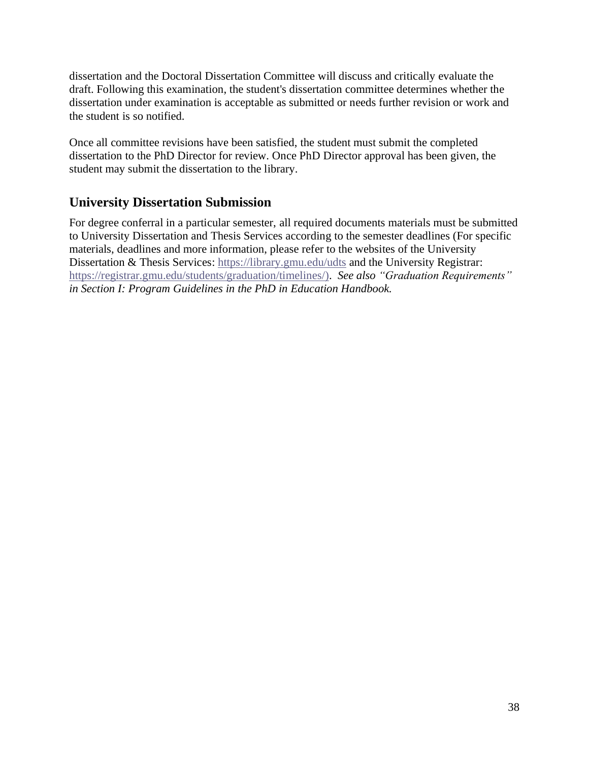dissertation and the Doctoral Dissertation Committee will discuss and critically evaluate the draft. Following this examination, the student's dissertation committee determines whether the dissertation under examination is acceptable as submitted or needs further revision or work and the student is so notified.

Once all committee revisions have been satisfied, the student must submit the completed dissertation to the PhD Director for review. Once PhD Director approval has been given, the student may submit the dissertation to the library.

## University Dissertation Submission

For degree conferral in a particular semester, all required documents materials must be submitted to University Dissertation and Thesis Services according to the semester deadlines (For specific materials, deadlines and more information, please refer to the websites of the University Dissertation & Thesis Services: https://library.gmu.edu/udts and the University Registrar: https://registrar.gmu.edu/students/graduation/timelines/). *See also "Graduation Requirements" in Section I: Program Guidelines in the PhD in Education Handbook.*